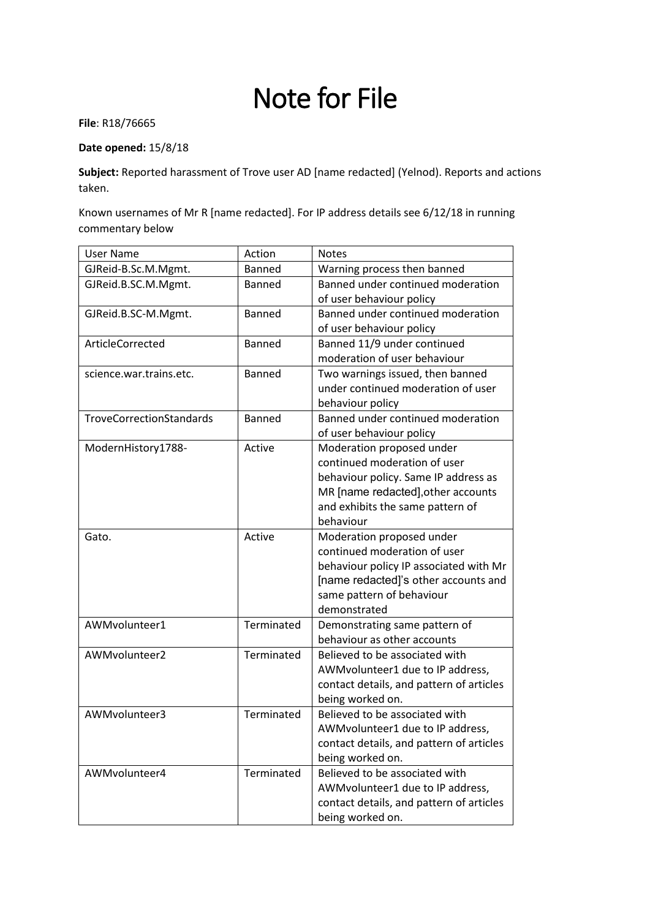# Note for File

**File**: R18/76665

**Date opened:** 15/8/18

**Subject:** Reported harassment of Trove user AD [name redacted] (Yelnod). Reports and actions taken.

Known usernames of Mr R [name redacted]. For IP address details see 6/12/18 in running commentary below

| User Name | Action | Notes |
|---|---|---|
| GJReid-B.Sc.M.Mgmt. | Banned | Warning process then banned |
| GJReid.B.SC.M.Mgmt. | Banned | Banned under continued moderation of user behaviour policy |
| GJReid.B.SC-M.Mgmt. | Banned | Banned under continued moderation of user behaviour policy |
| ArticleCorrected | Banned | Banned 11/9 under continued moderation of user behaviour |
| science.war.trains.etc. | Banned | Two warnings issued, then banned under continued moderation of user behaviour policy |
| TroveCorrectionStandards | Banned | Banned under continued moderation of user behaviour policy |
| ModernHistory1788- | Active | Moderation proposed under continued moderation of user behaviour policy. Same IP address as MR [name redacted],other accounts and exhibits the same pattern of behaviour |
| Gato. | Active | Moderation proposed under continued moderation of user behaviour policy IP associated with Mr [name redacted]'s other accounts and same pattern of behaviour demonstrated |
| AWMvolunteer1 | Terminated | Demonstrating same pattern of behaviour as other accounts |
| AWMvolunteer2 | Terminated | Believed to be associated with AWMvolunteer1 due to IP address, contact details, and pattern of articles being worked on. |
| AWMvolunteer3 | Terminated | Believed to be associated with AWMvolunteer1 due to IP address, contact details, and pattern of articles being worked on. |
| AWMvolunteer4 | Terminated | Believed to be associated with AWMvolunteer1 due to IP address, contact details, and pattern of articles being worked on. |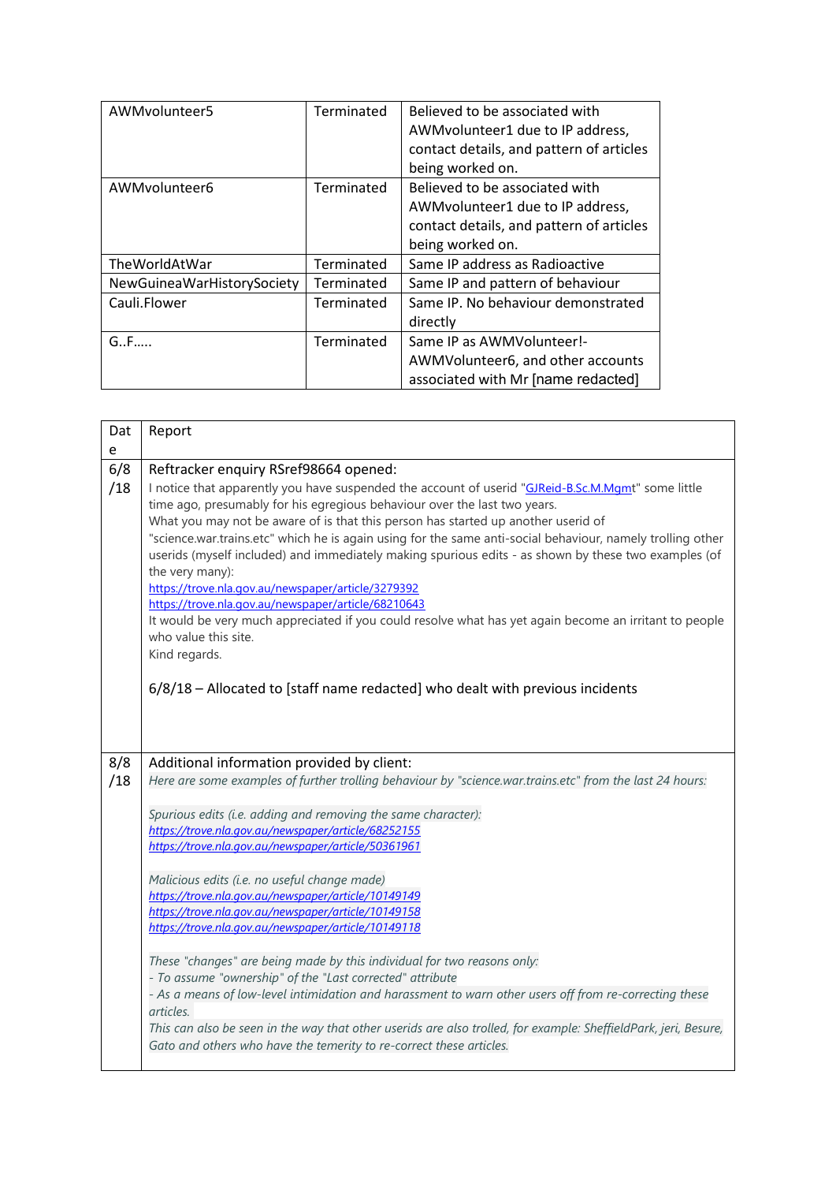| AWMvolunteer5 | Terminated | Believed to be associated with AWMvolunteer1 due to IP address, contact details, and pattern of articles being worked on. |
|---|---|---|
| AWMvolunteer6 | Terminated | Believed to be associated with AWMvolunteer1 due to IP address, contact details, and pattern of articles being worked on. |
| TheWorldAtWar | Terminated | Same IP address as Radioactive |
| NewGuineaWarHistorySociety | Terminated | Same IP and pattern of behaviour |
| Cauli.Flower | Terminated | Same IP. No behaviour demonstrated directly |
| G..F..... | Terminated | Same IP as AWMVolunteer!-AWMVolunteer6, and other accounts associated with Mr [name redacted] |

| Date | Report |
|---|---|
| 6/8/18 | Reftracker enquiry RSref98664 opened:<br>I notice that apparently you have suspended the account of userid "GJReid-B.Sc.M.Mgmt" some little time ago, presumably for his egregious behaviour over the last two years.<br>What you may not be aware of is that this person has started up another userid of "science.war.trains.etc" which he is again using for the same anti-social behaviour, namely trolling other userids (myself included) and immediately making spurious edits - as shown by these two examples (of the very many):<br>https://trove.nla.gov.au/newspaper/article/3279392<br>https://trove.nla.gov.au/newspaper/article/68210643<br>It would be very much appreciated if you could resolve what has yet again become an irritant to people who value this site.<br>Kind regards.<br><br>6/8/18 – Allocated to [staff name redacted] who dealt with previous incidents |
| 8/8/18 | Additional information provided by client:<br>*Here are some examples of further trolling behaviour by "science.war.trains.etc" from the last 24 hours:*<br><br>*Spurious edits (i.e. adding and removing the same character):*<br>*https://trove.nla.gov.au/newspaper/article/68252155*<br>*https://trove.nla.gov.au/newspaper/article/50361961*<br><br>*Malicious edits (i.e. no useful change made)*<br>*https://trove.nla.gov.au/newspaper/article/10149149*<br>*https://trove.nla.gov.au/newspaper/article/10149158*<br>*https://trove.nla.gov.au/newspaper/article/10149118*<br><br>*These "changes" are being made by this individual for two reasons only:*<br>*- To assume "ownership" of the "Last corrected" attribute*<br>*- As a means of low-level intimidation and harassment to warn other users off from re-correcting these articles.*<br>*This can also be seen in the way that other userids are also trolled, for example: SheffieldPark, jeri, Besure, Gato and others who have the temerity to re-correct these articles.* |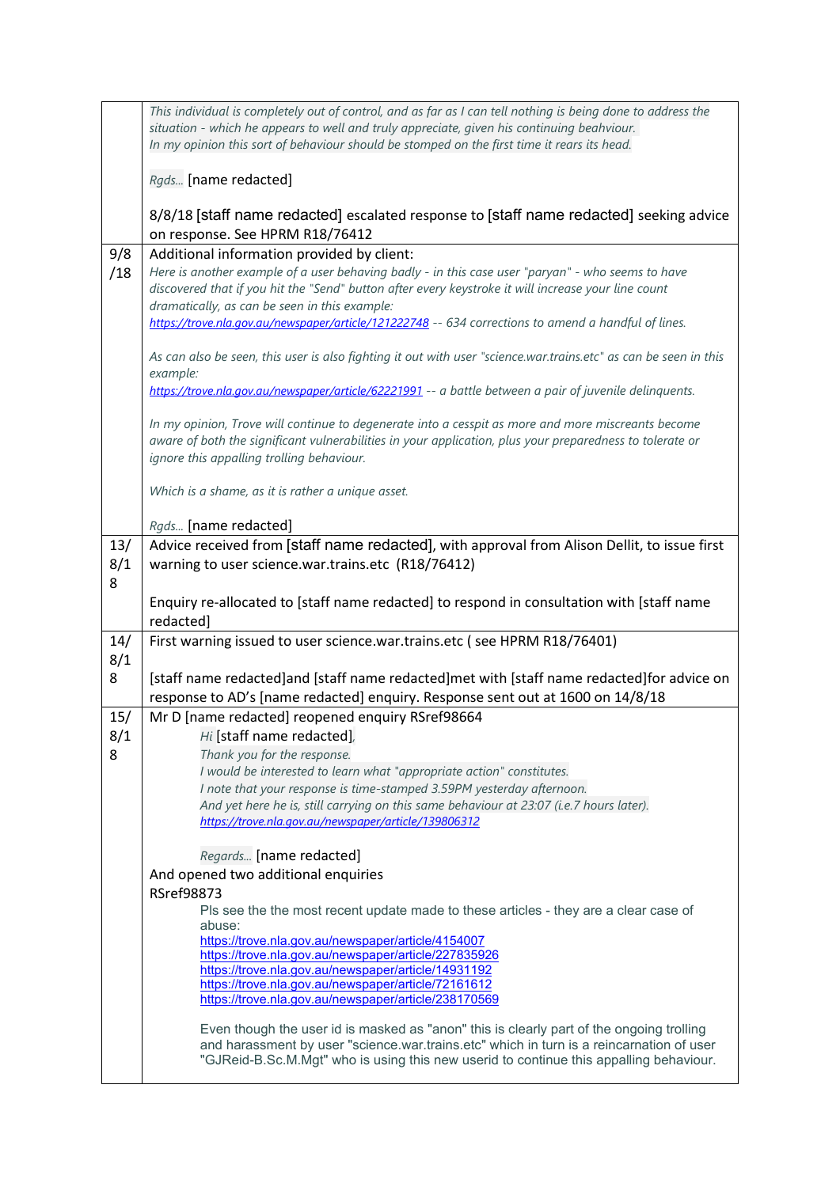| | |
|---|---|
| | *This individual is completely out of control, and as far as I can tell nothing is being done to address the situation - which he appears to well and truly appreciate, given his continuing beahviour.*<br>*In my opinion this sort of behaviour should be stomped on the first time it rears its head.*<br><br>*Rgds...* [name redacted]<br><br>8/8/18 [staff name redacted] escalated response to [staff name redacted] seeking advice on response. See HPRM R18/76412 |
| 9/8/18 | Additional information provided by client:<br>*Here is another example of a user behaving badly - in this case user "paryan" - who seems to have discovered that if you hit the "Send" button after every keystroke it will increase your line count dramatically, as can be seen in this example:*<br>*https://trove.nla.gov.au/newspaper/article/121222748 -- 634 corrections to amend a handful of lines.*<br><br>*As can also be seen, this user is also fighting it out with user "science.war.trains.etc" as can be seen in this example:*<br>*https://trove.nla.gov.au/newspaper/article/62221991 -- a battle between a pair of juvenile delinquents.*<br><br>*In my opinion, Trove will continue to degenerate into a cesspit as more and more miscreants become aware of both the significant vulnerabilities in your application, plus your preparedness to tolerate or ignore this appalling trolling behaviour.*<br><br>*Which is a shame, as it is rather a unique asset.*<br><br>*Rgds...* [name redacted] |
| 13/8/18 | Advice received from [staff name redacted], with approval from Alison Dellit, to issue first warning to user science.war.trains.etc (R18/76412)<br><br>Enquiry re-allocated to [staff name redacted] to respond in consultation with [staff name redacted] |
| 14/8/18 | First warning issued to user science.war.trains.etc ( see HPRM R18/76401)<br><br>[staff name redacted]and [staff name redacted]met with [staff name redacted]for advice on response to AD's [name redacted] enquiry. Response sent out at 1600 on 14/8/18 |
| 15/8/18 | Mr D [name redacted] reopened enquiry RSref98664<br>*Hi* [staff name redacted]*,*<br>*Thank you for the response.*<br>*I would be interested to learn what "appropriate action" constitutes.*<br>*I note that your response is time-stamped 3.59PM yesterday afternoon.*<br>*And yet here he is, still carrying on this same behaviour at 23:07 (i.e.7 hours later).*<br>*https://trove.nla.gov.au/newspaper/article/139806312*<br><br>*Regards...* [name redacted]<br>And opened two additional enquiries<br>RSref98873<br>Pls see the the most recent update made to these articles - they are a clear case of abuse:<br>https://trove.nla.gov.au/newspaper/article/4154007<br>https://trove.nla.gov.au/newspaper/article/227835926<br>https://trove.nla.gov.au/newspaper/article/14931192<br>https://trove.nla.gov.au/newspaper/article/72161612<br>https://trove.nla.gov.au/newspaper/article/238170569<br><br>Even though the user id is masked as "anon" this is clearly part of the ongoing trolling and harassment by user "science.war.trains.etc" which in turn is a reincarnation of user "GJReid-B.Sc.M.Mgt" who is using this new userid to continue this appalling behaviour. |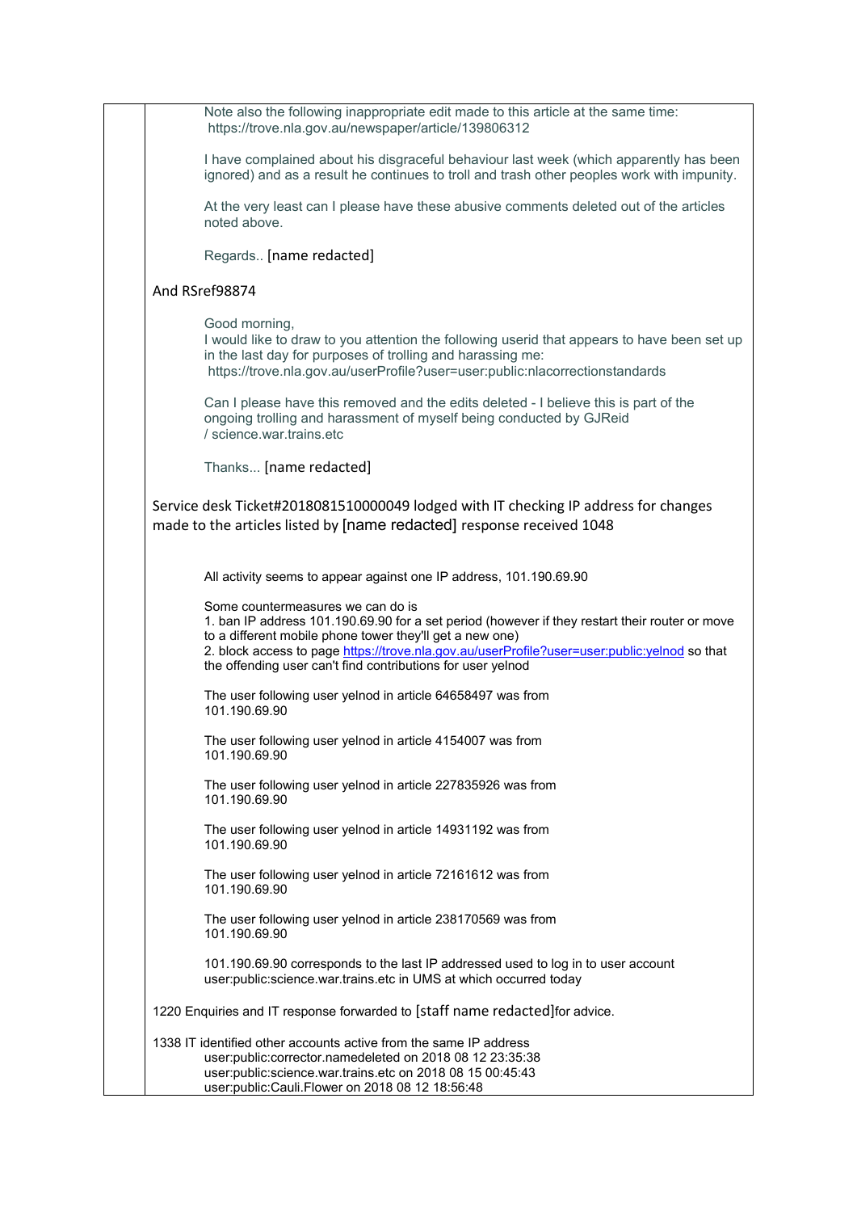Note also the following inappropriate edit made to this article at the same time:
https://trove.nla.gov.au/newspaper/article/139806312

I have complained about his disgraceful behaviour last week (which apparently has been ignored) and as a result he continues to troll and trash other peoples work with impunity.

At the very least can I please have these abusive comments deleted out of the articles noted above.

Regards.. [name redacted]

And RSref98874

Good morning,
I would like to draw to you attention the following userid that appears to have been set up in the last day for purposes of trolling and harassing me:
https://trove.nla.gov.au/userProfile?user=user:public:nlacorrectionstandards

Can I please have this removed and the edits deleted - I believe this is part of the ongoing trolling and harassment of myself being conducted by GJReid / science.war.trains.etc

Thanks... [name redacted]

Service desk Ticket#2018081510000049 lodged with IT checking IP address for changes made to the articles listed by [name redacted] response received 1048

All activity seems to appear against one IP address, 101.190.69.90

Some countermeasures we can do is
1. ban IP address 101.190.69.90 for a set period (however if they restart their router or move to a different mobile phone tower they'll get a new one)
2. block access to page https://trove.nla.gov.au/userProfile?user=user:public:yelnod so that the offending user can't find contributions for user yelnod

The user following user yelnod in article 64658497 was from 101.190.69.90

The user following user yelnod in article 4154007 was from 101.190.69.90

The user following user yelnod in article 227835926 was from 101.190.69.90

The user following user yelnod in article 14931192 was from 101.190.69.90

The user following user yelnod in article 72161612 was from 101.190.69.90

The user following user yelnod in article 238170569 was from 101.190.69.90

101.190.69.90 corresponds to the last IP addressed used to log in to user account user:public:science.war.trains.etc in UMS at which occurred today

1220 Enquiries and IT response forwarded to [staff name redacted]for advice.

1338 IT identified other accounts active from the same IP address
user:public:corrector.namedeleted on 2018 08 12 23:35:38
user:public:science.war.trains.etc on 2018 08 15 00:45:43
user:public:Cauli.Flower on 2018 08 12 18:56:48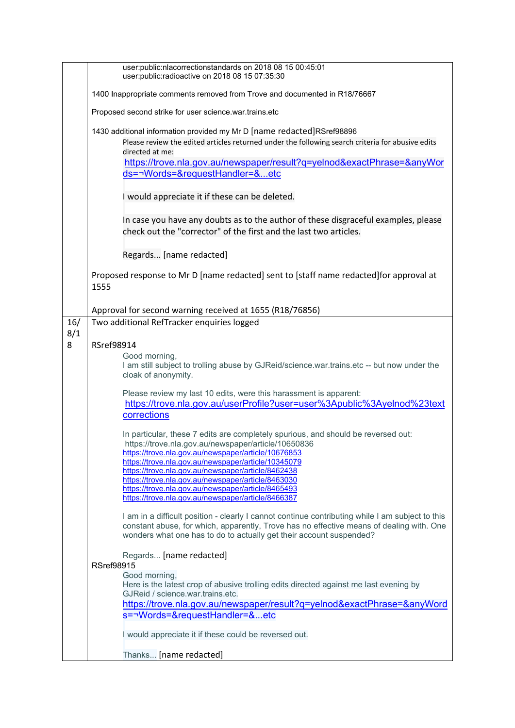| | |
|---|---|
| | user:public:nlacorrectionstandards on 2018 08 15 00:45:01<br>user:public:radioactive on 2018 08 15 07:35:30<br><br>1400 Inappropriate comments removed from Trove and documented in R18/76667<br><br>Proposed second strike for user science.war.trains.etc<br><br>1430 additional information provided my Mr D [name redacted]RSref98896<br>Please review the edited articles returned under the following search criteria for abusive edits directed at me:<br>https://trove.nla.gov.au/newspaper/result?q=yelnod&exactPhrase=&anyWords=¬Words=&requestHandler=&...etc<br><br>I would appreciate it if these can be deleted.<br><br>In case you have any doubts as to the author of these disgraceful examples, please check out the "corrector" of the first and the last two articles.<br><br>Regards... [name redacted]<br><br>Proposed response to Mr D [name redacted] sent to [staff name redacted]for approval at 1555<br><br>Approval for second warning received at 1655 (R18/76856) |
| 16/8/18 | Two additional RefTracker enquiries logged<br><br>RSref98914<br>Good morning,<br>I am still subject to trolling abuse by GJReid/science.war.trains.etc -- but now under the cloak of anonymity.<br><br>Please review my last 10 edits, were this harassment is apparent:<br>https://trove.nla.gov.au/userProfile?user=user%3Apublic%3Ayelnod%23textcorrections<br><br>In particular, these 7 edits are completely spurious, and should be reversed out:<br>https://trove.nla.gov.au/newspaper/article/10650836<br>https://trove.nla.gov.au/newspaper/article/10676853<br>https://trove.nla.gov.au/newspaper/article/10345079<br>https://trove.nla.gov.au/newspaper/article/8462438<br>https://trove.nla.gov.au/newspaper/article/8463030<br>https://trove.nla.gov.au/newspaper/article/8465493<br>https://trove.nla.gov.au/newspaper/article/8466387<br><br>I am in a difficult position - clearly I cannot continue contributing while I am subject to this constant abuse, for which, apparently, Trove has no effective means of dealing with. One wonders what one has to do to actually get their account suspended?<br><br>Regards... [name redacted]<br>RSref98915<br>Good morning,<br>Here is the latest crop of abusive trolling edits directed against me last evening by GJReid / science.war.trains.etc.<br>https://trove.nla.gov.au/newspaper/result?q=yelnod&exactPhrase=&anyWords=¬Words=&requestHandler=&...etc<br><br>I would appreciate it if these could be reversed out.<br><br>Thanks... [name redacted] |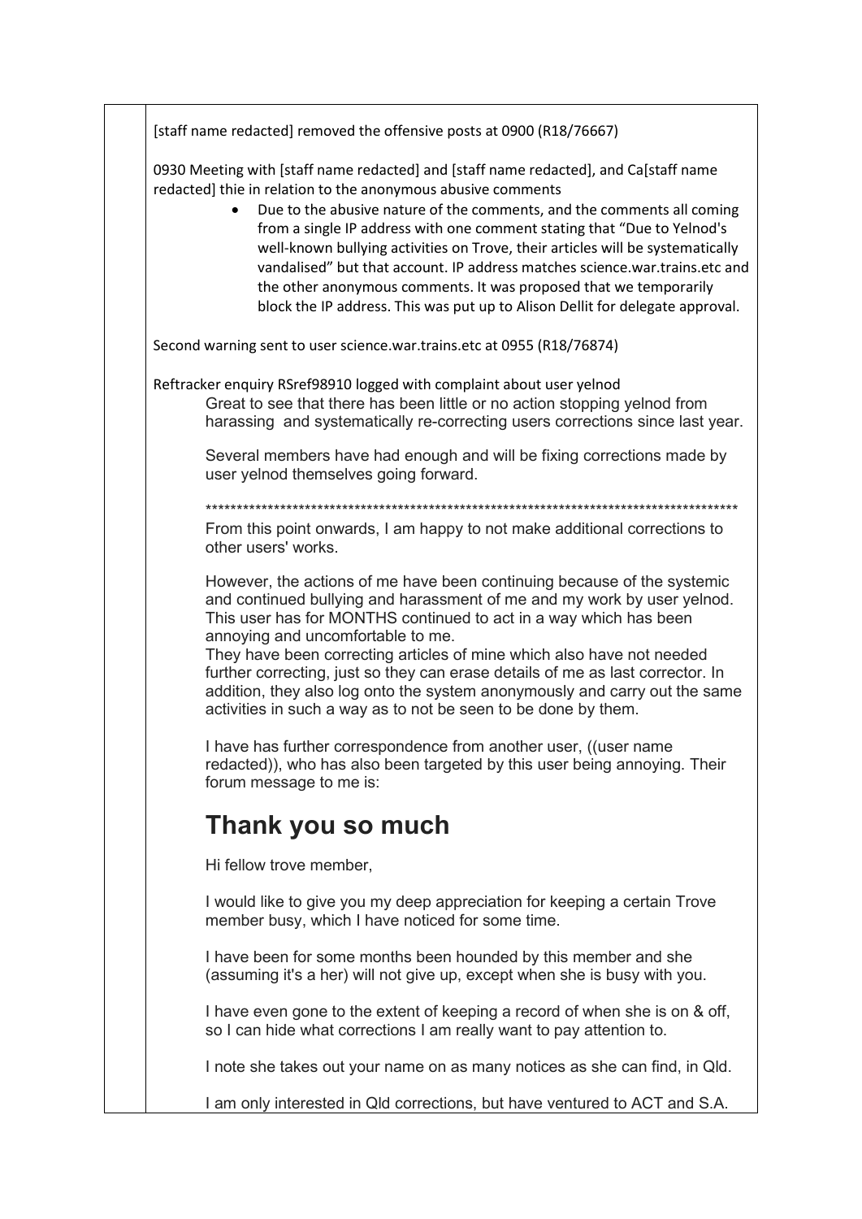[staff name redacted] removed the offensive posts at 0900 (R18/76667)

0930 Meeting with [staff name redacted] and [staff name redacted], and Ca[staff name redacted] thie in relation to the anonymous abusive comments

- Due to the abusive nature of the comments, and the comments all coming from a single IP address with one comment stating that "Due to Yelnod's well-known bullying activities on Trove, their articles will be systematically vandalised" but that account. IP address matches science.war.trains.etc and the other anonymous comments. It was proposed that we temporarily block the IP address. This was put up to Alison Dellit for delegate approval.

Second warning sent to user science.war.trains.etc at 0955 (R18/76874)

Reftracker enquiry RSref98910 logged with complaint about user yelnod

> Great to see that there has been little or no action stopping yelnod from harassing and systematically re-correcting users corrections since last year.
>
> Several members have had enough and will be fixing corrections made by user yelnod themselves going forward.
>
> ****************************************************************************************
>
> From this point onwards, I am happy to not make additional corrections to other users' works.
>
> However, the actions of me have been continuing because of the systemic and continued bullying and harassment of me and my work by user yelnod. This user has for MONTHS continued to act in a way which has been annoying and uncomfortable to me.
> They have been correcting articles of mine which also have not needed further correcting, just so they can erase details of me as last corrector. In addition, they also log onto the system anonymously and carry out the same activities in such a way as to not be seen to be done by them.
>
> I have has further correspondence from another user, ((user name redacted)), who has also been targeted by this user being annoying. Their forum message to me is:
>
> ## Thank you so much
>
> Hi fellow trove member,
>
> I would like to give you my deep appreciation for keeping a certain Trove member busy, which I have noticed for some time.
>
> I have been for some months been hounded by this member and she (assuming it's a her) will not give up, except when she is busy with you.
>
> I have even gone to the extent of keeping a record of when she is on & off, so I can hide what corrections I am really want to pay attention to.
>
> I note she takes out your name on as many notices as she can find, in Qld.
>
> I am only interested in Qld corrections, but have ventured to ACT and S.A.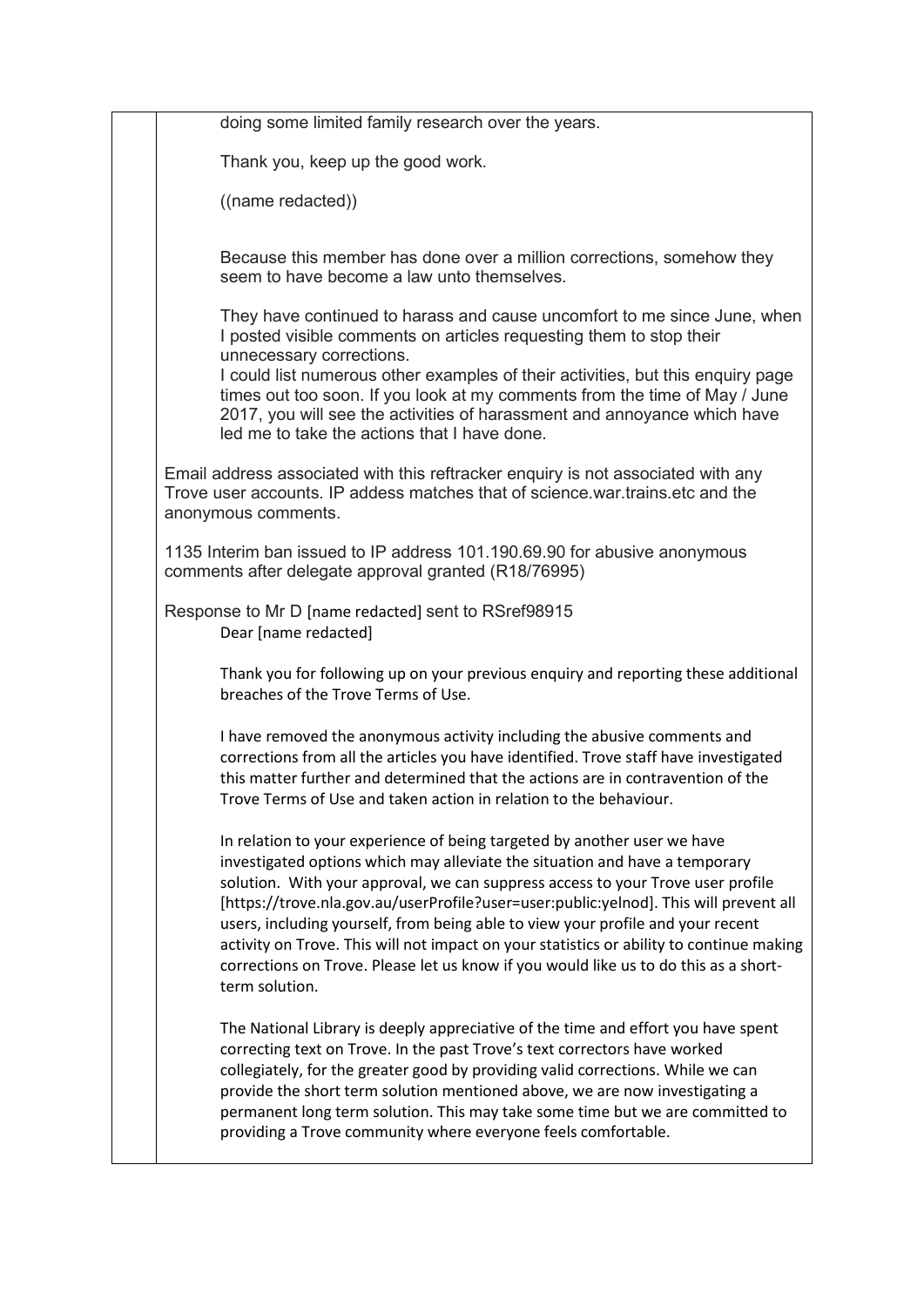doing some limited family research over the years.

Thank you, keep up the good work.

((name redacted))

Because this member has done over a million corrections, somehow they seem to have become a law unto themselves.

They have continued to harass and cause uncomfort to me since June, when I posted visible comments on articles requesting them to stop their unnecessary corrections.
I could list numerous other examples of their activities, but this enquiry page times out too soon. If you look at my comments from the time of May / June 2017, you will see the activities of harassment and annoyance which have led me to take the actions that I have done.

Email address associated with this reftracker enquiry is not associated with any Trove user accounts. IP addess matches that of science.war.trains.etc and the anonymous comments.

1135 Interim ban issued to IP address 101.190.69.90 for abusive anonymous comments after delegate approval granted (R18/76995)

Response to Mr D [name redacted] sent to RSref98915

Dear [name redacted]

Thank you for following up on your previous enquiry and reporting these additional breaches of the Trove Terms of Use.

I have removed the anonymous activity including the abusive comments and corrections from all the articles you have identified. Trove staff have investigated this matter further and determined that the actions are in contravention of the Trove Terms of Use and taken action in relation to the behaviour.

In relation to your experience of being targeted by another user we have investigated options which may alleviate the situation and have a temporary solution. With your approval, we can suppress access to your Trove user profile [https://trove.nla.gov.au/userProfile?user=user:public:yelnod]. This will prevent all users, including yourself, from being able to view your profile and your recent activity on Trove. This will not impact on your statistics or ability to continue making corrections on Trove. Please let us know if you would like us to do this as a short-term solution.

The National Library is deeply appreciative of the time and effort you have spent correcting text on Trove. In the past Trove's text correctors have worked collegiately, for the greater good by providing valid corrections. While we can provide the short term solution mentioned above, we are now investigating a permanent long term solution. This may take some time but we are committed to providing a Trove community where everyone feels comfortable.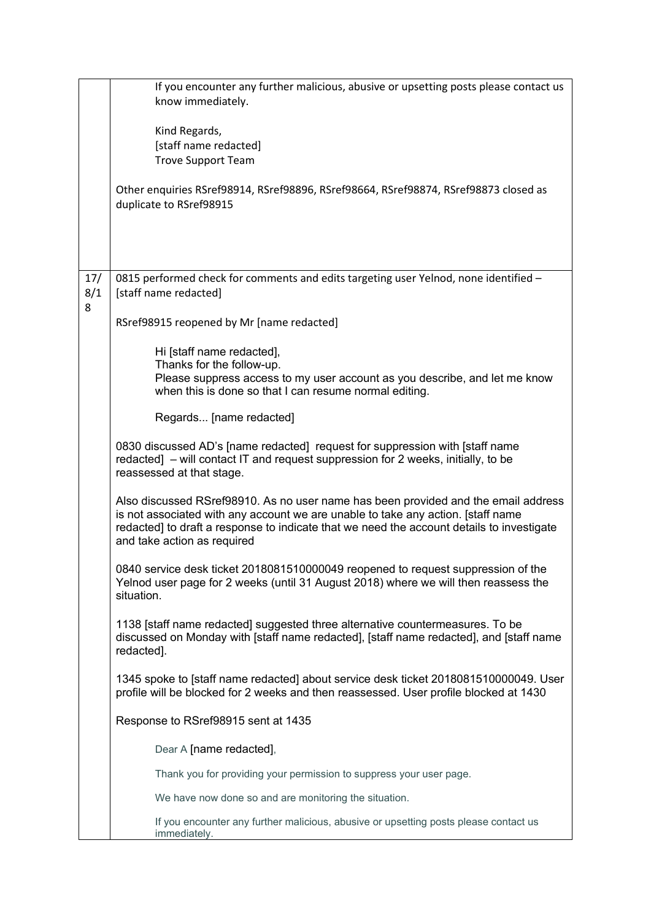| | |
|---|---|
| | If you encounter any further malicious, abusive or upsetting posts please contact us know immediately.<br><br>Kind Regards,<br>[staff name redacted]<br>Trove Support Team<br><br>Other enquiries RSref98914, RSref98896, RSref98664, RSref98874, RSref98873 closed as duplicate to RSref98915 |
| 17/8/18 | 0815 performed check for comments and edits targeting user Yelnod, none identified – [staff name redacted]<br><br>RSref98915 reopened by Mr [name redacted]<br><br>Hi [staff name redacted],<br>Thanks for the follow-up.<br>Please suppress access to my user account as you describe, and let me know when this is done so that I can resume normal editing.<br><br>Regards... [name redacted]<br><br>0830 discussed AD's [name redacted] request for suppression with [staff name redacted] – will contact IT and request suppression for 2 weeks, initially, to be reassessed at that stage.<br><br>Also discussed RSref98910. As no user name has been provided and the email address is not associated with any account we are unable to take any action. [staff name redacted] to draft a response to indicate that we need the account details to investigate and take action as required<br><br>0840 service desk ticket 2018081510000049 reopened to request suppression of the Yelnod user page for 2 weeks (until 31 August 2018) where we will then reassess the situation.<br><br>1138 [staff name redacted] suggested three alternative countermeasures. To be discussed on Monday with [staff name redacted], [staff name redacted], and [staff name redacted].<br><br>1345 spoke to [staff name redacted] about service desk ticket 2018081510000049. User profile will be blocked for 2 weeks and then reassessed. User profile blocked at 1430<br><br>Response to RSref98915 sent at 1435<br><br>Dear A [name redacted],<br><br>Thank you for providing your permission to suppress your user page.<br><br>We have now done so and are monitoring the situation.<br><br>If you encounter any further malicious, abusive or upsetting posts please contact us immediately. |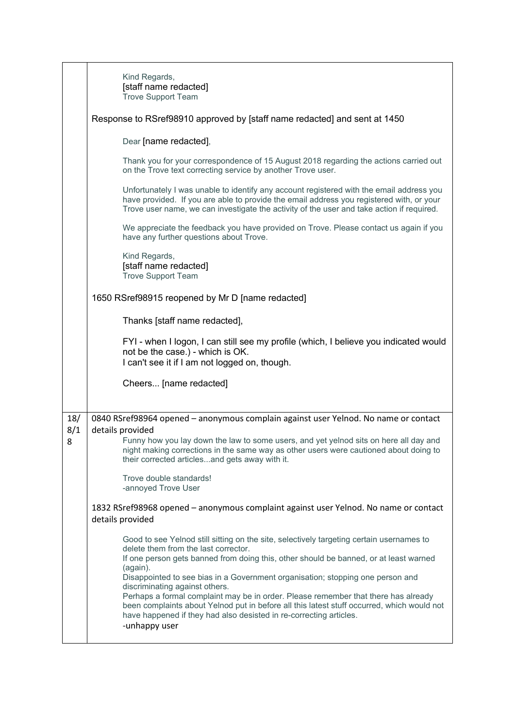| | |
|---|---|
| | Kind Regards,<br>[staff name redacted]<br>Trove Support Team<br><br>Response to RSref98910 approved by [staff name redacted] and sent at 1450<br><br>Dear [name redacted],<br><br>Thank you for your correspondence of 15 August 2018 regarding the actions carried out on the Trove text correcting service by another Trove user.<br><br>Unfortunately I was unable to identify any account registered with the email address you have provided. If you are able to provide the email address you registered with, or your Trove user name, we can investigate the activity of the user and take action if required.<br><br>We appreciate the feedback you have provided on Trove. Please contact us again if you have any further questions about Trove.<br><br>Kind Regards,<br>[staff name redacted]<br>Trove Support Team<br><br>1650 RSref98915 reopened by Mr D [name redacted]<br><br>Thanks [staff name redacted],<br><br>FYI - when I logon, I can still see my profile (which, I believe you indicated would not be the case.) - which is OK.<br>I can't see it if I am not logged on, though.<br><br>Cheers... [name redacted] |
| 18/8/18 | 0840 RSref98964 opened – anonymous complain against user Yelnod. No name or contact details provided<br><br>Funny how you lay down the law to some users, and yet yelnod sits on here all day and night making corrections in the same way as other users were cautioned about doing to their corrected articles...and gets away with it.<br><br>Trove double standards!<br>-annoyed Trove User<br><br>1832 RSref98968 opened – anonymous complaint against user Yelnod. No name or contact details provided<br><br>Good to see Yelnod still sitting on the site, selectively targeting certain usernames to delete them from the last corrector.<br>If one person gets banned from doing this, other should be banned, or at least warned (again).<br>Disappointed to see bias in a Government organisation; stopping one person and discriminating against others.<br>Perhaps a formal complaint may be in order. Please remember that there has already been complaints about Yelnod put in before all this latest stuff occurred, which would not have happened if they had also desisted in re-correcting articles.<br>-unhappy user |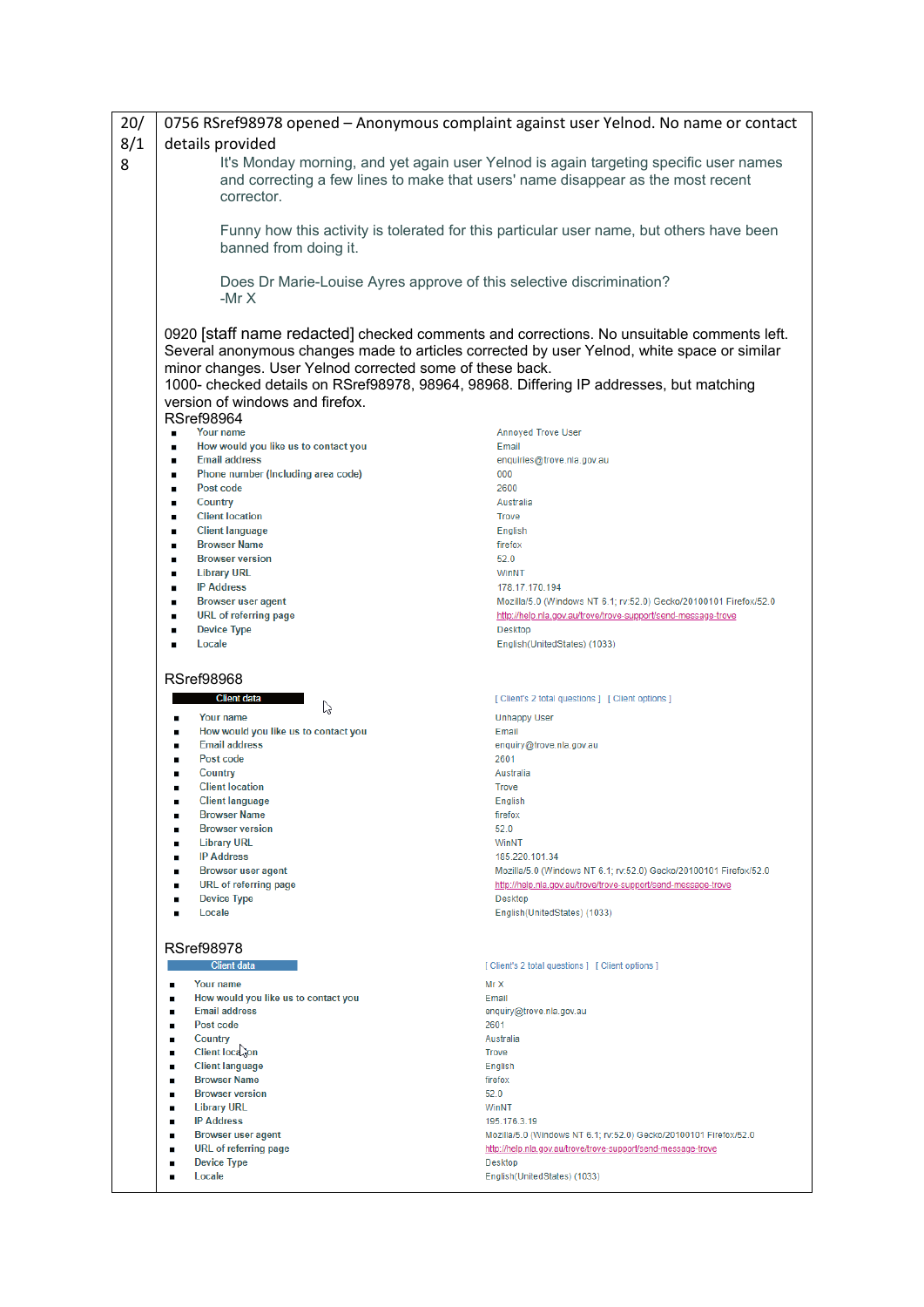| | |
|---|---|
| 20/8/18 | 0756 RSref98978 opened – Anonymous complaint against user Yelnod. No name or contact details provided<br><br>It's Monday morning, and yet again user Yelnod is again targeting specific user names and correcting a few lines to make that users' name disappear as the most recent corrector.<br><br>Funny how this activity is tolerated for this particular user name, but others have been banned from doing it.<br><br>Does Dr Marie-Louise Ayres approve of this selective discrimination?<br>-Mr X<br><br>0920 [staff name redacted] checked comments and corrections. No unsuitable comments left. Several anonymous changes made to articles corrected by user Yelnod, white space or similar minor changes. User Yelnod corrected some of these back.<br>1000- checked details on RSref98978, 98964, 98968. Differing IP addresses, but matching version of windows and firefox. |

RSref98964

- Your name — Annoyed Trove User
- How would you like us to contact you — Email
- Email address — enquiries@trove.nla.gov.au
- Phone number (including area code) — 000
- Post code — 2600
- Country — Australia
- Client location — Trove
- Client language — English
- Browser Name — firefox
- Browser version — 52.0
- Library URL — WinNT
- IP Address — 178.17.170.194
- Browser user agent — Mozilla/5.0 (Windows NT 6.1; rv:52.0) Gecko/20100101 Firefox/52.0
- URL of referring page — http://help.nla.gov.au/trove/trove-support/send-message-trove
- Device Type — Desktop
- Locale — English(UnitedStates) (1033)

RSref98968

Client data [ Client's 2 total questions ] [ Client options ]

- Your name — Unhappy User
- How would you like us to contact you — Email
- Email address — enquiry@trove.nla.gov.au
- Post code — 2601
- Country — Australia
- Client location — Trove
- Client language — English
- Browser Name — firefox
- Browser version — 52.0
- Library URL — WinNT
- IP Address — 185.220.101.34
- Browser user agent — Mozilla/5.0 (Windows NT 6.1; rv:52.0) Gecko/20100101 Firefox/52.0
- URL of referring page — http://help.nla.gov.au/trove/trove-support/send-message-trove
- Device Type — Desktop
- Locale — English(UnitedStates) (1033)

RSref98978

Client data [ Client's 2 total questions ] [ Client options ]

- Your name — Mr X
- How would you like us to contact you — Email
- Email address — enquiry@trove.nla.gov.au
- Post code — 2601
- Country — Australia
- Client location — Trove
- Client language — English
- Browser Name — firefox
- Browser version — 52.0
- Library URL — WinNT
- IP Address — 195.176.3.19
- Browser user agent — Mozilla/5.0 (Windows NT 6.1; rv:52.0) Gecko/20100101 Firefox/52.0
- URL of referring page — http://help.nla.gov.au/trove/trove-support/send-message-trove
- Device Type — Desktop
- Locale — English(UnitedStates) (1033)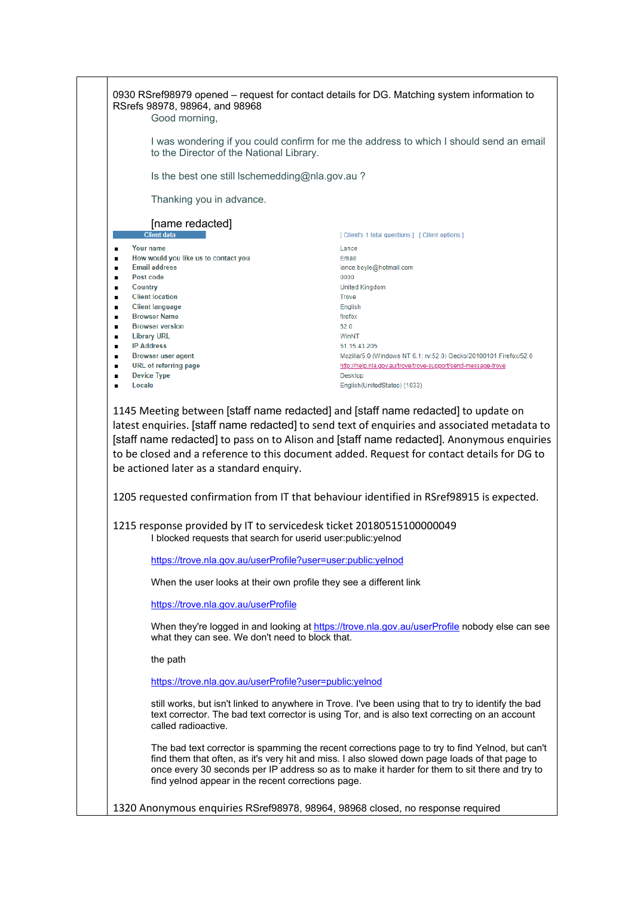0930 RSref98979 opened – request for contact details for DG. Matching system information to RSrefs 98978, 98964, and 98968

> Good morning,
>
> I was wondering if you could confirm for me the address to which I should send an email to the Director of the National Library.
>
> Is the best one still lschemedding@nla.gov.au ?
>
> Thanking you in advance.
>
> [name redacted]

**Client data** [ Client's 1 total questions ] [ Client options ]

| | |
|---|---|
| Your name | Lance |
| How would you like us to contact you | Email |
| Email address | lance.boyle@hotmail.com |
| Post code | 0000 |
| Country | United Kingdom |
| Client location | Trove |
| Client language | English |
| Browser Name | firefox |
| Browser version | 52.0 |
| Library URL | WinNT |
| IP Address | 51.15.43.205 |
| Browser user agent | Mozilla/5.0 (Windows NT 6.1; rv:52.0) Gecko/20100101 Firefox/52.0 |
| URL of referring page | http://help.nla.gov.au/trove/trove-support/send-message-trove |
| Device Type | Desktop |
| Locale | English(UnitedStates) (1033) |

1145 Meeting between [staff name redacted] and [staff name redacted] to update on latest enquiries. [staff name redacted] to send text of enquiries and associated metadata to [staff name redacted] to pass on to Alison and [staff name redacted]. Anonymous enquiries to be closed and a reference to this document added. Request for contact details for DG to be actioned later as a standard enquiry.

1205 requested confirmation from IT that behaviour identified in RSref98915 is expected.

1215 response provided by IT to servicedesk ticket 20180515100000049

> I blocked requests that search for userid user:public:yelnod
>
> https://trove.nla.gov.au/userProfile?user=user:public:yelnod
>
> When the user looks at their own profile they see a different link
>
> https://trove.nla.gov.au/userProfile
>
> When they're logged in and looking at https://trove.nla.gov.au/userProfile nobody else can see what they can see. We don't need to block that.
>
> the path
>
> https://trove.nla.gov.au/userProfile?user=public:yelnod
>
> still works, but isn't linked to anywhere in Trove. I've been using that to try to identify the bad text corrector. The bad text corrector is using Tor, and is also text correcting on an account called radioactive.
>
> The bad text corrector is spamming the recent corrections page to try to find Yelnod, but can't find them that often, as it's very hit and miss. I also slowed down page loads of that page to once every 30 seconds per IP address so as to make it harder for them to sit there and try to find yelnod appear in the recent corrections page.

1320 Anonymous enquiries RSref98978, 98964, 98968 closed, no response required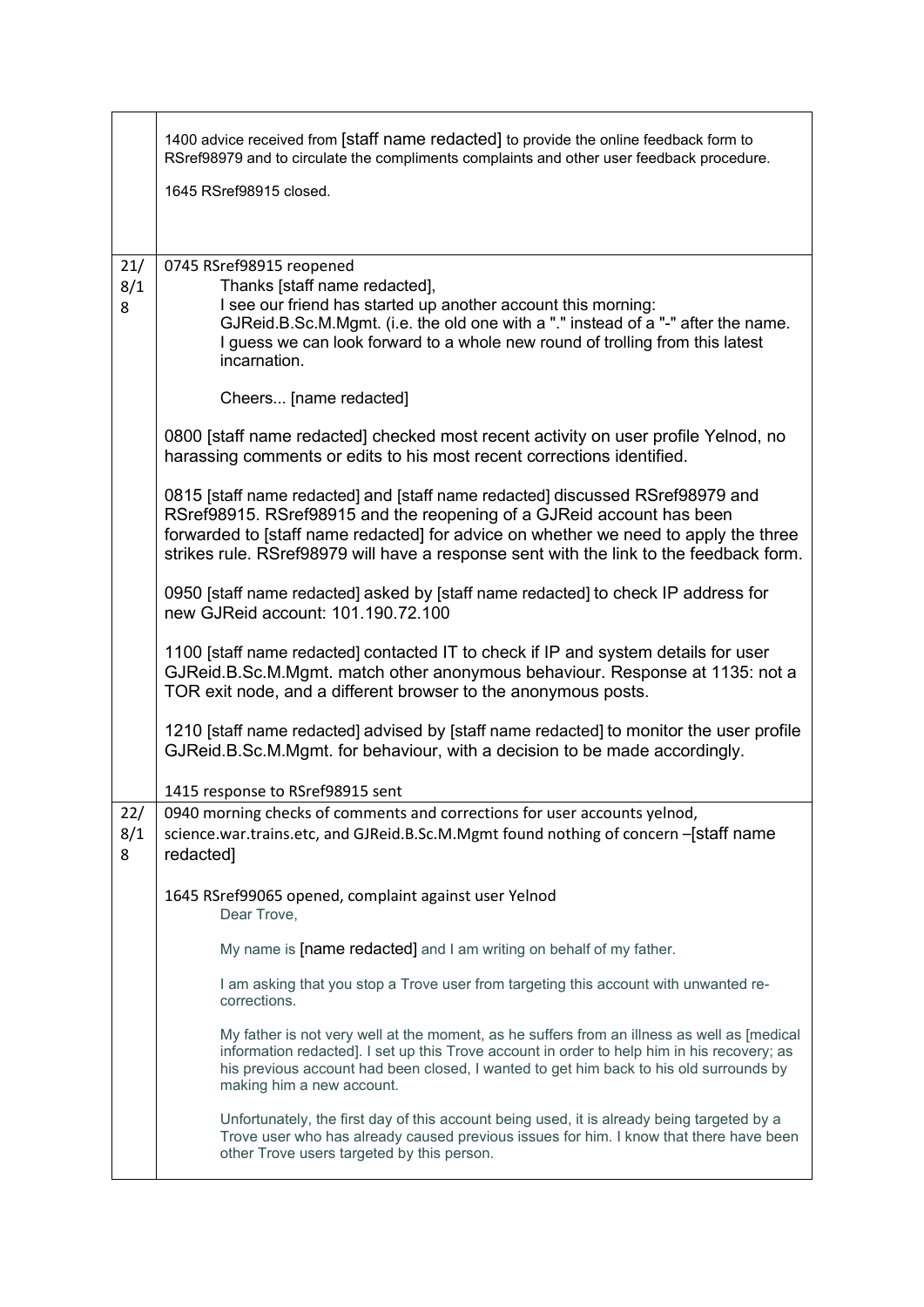| | |
|---|---|
| | 1400 advice received from [staff name redacted] to provide the online feedback form to RSref98979 and to circulate the compliments complaints and other user feedback procedure.<br><br>1645 RSref98915 closed. |
| 21/8/18 | 0745 RSref98915 reopened<br>Thanks [staff name redacted],<br>I see our friend has started up another account this morning: GJReid.B.Sc.M.Mgmt. (i.e. the old one with a "." instead of a "-" after the name. I guess we can look forward to a whole new round of trolling from this latest incarnation.<br><br>Cheers... [name redacted]<br><br>0800 [staff name redacted] checked most recent activity on user profile Yelnod, no harassing comments or edits to his most recent corrections identified.<br><br>0815 [staff name redacted] and [staff name redacted] discussed RSref98979 and RSref98915. RSref98915 and the reopening of a GJReid account has been forwarded to [staff name redacted] for advice on whether we need to apply the three strikes rule. RSref98979 will have a response sent with the link to the feedback form.<br><br>0950 [staff name redacted] asked by [staff name redacted] to check IP address for new GJReid account: 101.190.72.100<br><br>1100 [staff name redacted] contacted IT to check if IP and system details for user GJReid.B.Sc.M.Mgmt. match other anonymous behaviour. Response at 1135: not a TOR exit node, and a different browser to the anonymous posts.<br><br>1210 [staff name redacted] advised by [staff name redacted] to monitor the user profile GJReid.B.Sc.M.Mgmt. for behaviour, with a decision to be made accordingly.<br><br>1415 response to RSref98915 sent |
| 22/8/18 | 0940 morning checks of comments and corrections for user accounts yelnod, science.war.trains.etc, and GJReid.B.Sc.M.Mgmt found nothing of concern –[staff name redacted]<br><br>1645 RSref99065 opened, complaint against user Yelnod<br>Dear Trove,<br><br>My name is [name redacted] and I am writing on behalf of my father.<br><br>I am asking that you stop a Trove user from targeting this account with unwanted re-corrections.<br><br>My father is not very well at the moment, as he suffers from an illness as well as [medical information redacted]. I set up this Trove account in order to help him in his recovery; as his previous account had been closed, I wanted to get him back to his old surrounds by making him a new account.<br><br>Unfortunately, the first day of this account being used, it is already being targeted by a Trove user who has already caused previous issues for him. I know that there have been other Trove users targeted by this person. |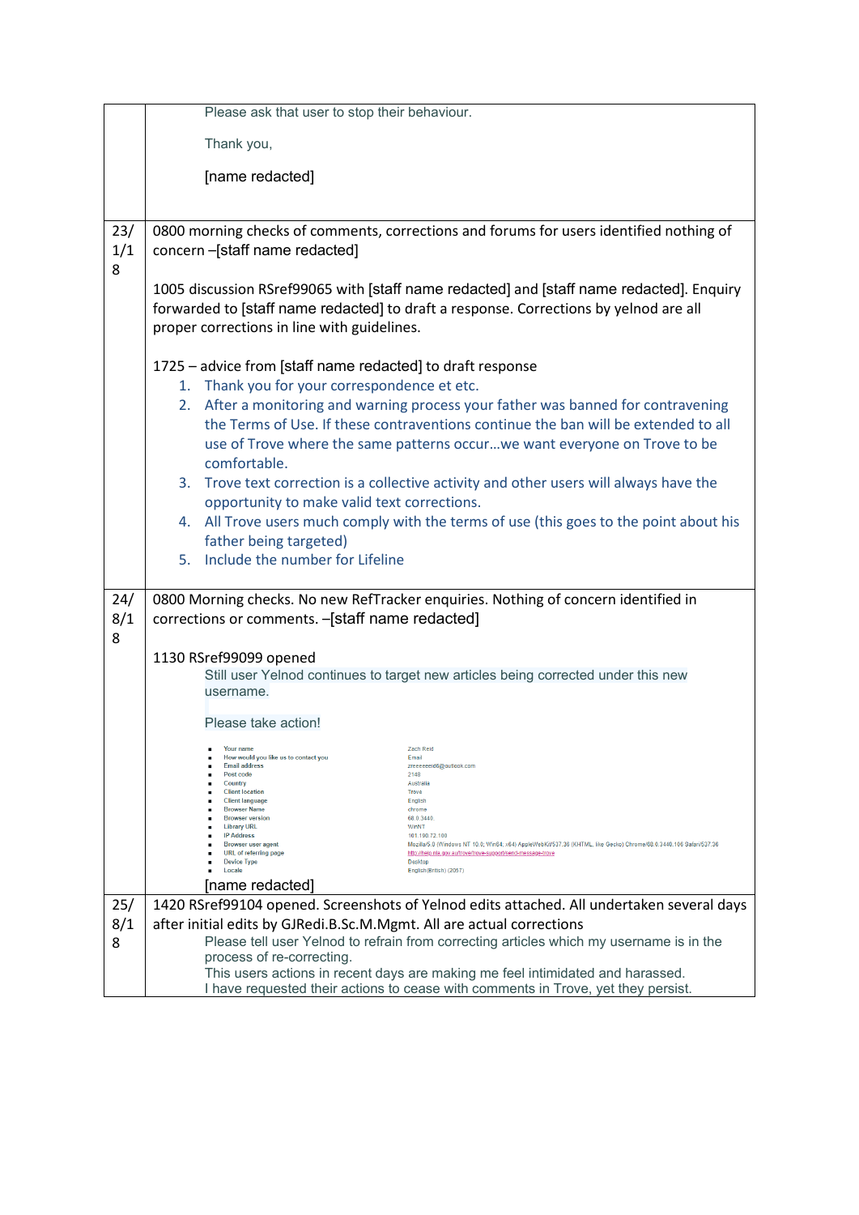| | |
|---|---|
| | Please ask that user to stop their behaviour.<br><br>Thank you,<br><br>[name redacted] |
| 23/1/18 | 0800 morning checks of comments, corrections and forums for users identified nothing of concern –[staff name redacted]<br><br>1005 discussion RSref99065 with [staff name redacted] and [staff name redacted]. Enquiry forwarded to [staff name redacted] to draft a response. Corrections by yelnod are all proper corrections in line with guidelines.<br><br>1725 – advice from [staff name redacted] to draft response<br>1. Thank you for your correspondence et etc.<br>2. After a monitoring and warning process your father was banned for contravening the Terms of Use. If these contraventions continue the ban will be extended to all use of Trove where the same patterns occur…we want everyone on Trove to be comfortable.<br>3. Trove text correction is a collective activity and other users will always have the opportunity to make valid text corrections.<br>4. All Trove users much comply with the terms of use (this goes to the point about his father being targeted)<br>5. Include the number for Lifeline |
| 24/8/18 | 0800 Morning checks. No new RefTracker enquiries. Nothing of concern identified in corrections or comments. –[staff name redacted]<br><br>1130 RSref99099 opened<br>Still user Yelnod continues to target new articles being corrected under this new username.<br><br>Please take action!<br><br>- Your name: Zach Reid<br>- How would you like us to contact you: Email<br>- Email address: zreeeeeeid6@outlook.com<br>- Post code: 2148<br>- Country: Australia<br>- Client location: Trove<br>- Client language: English<br>- Browser Name: chrome<br>- Browser version: 68.0.3440<br>- Library URL: WinNT<br>- IP Address: 101.190.72.100<br>- Browser user agent: Mozilla/5.0 (Windows NT 10.0; Win64; x64) AppleWebKit/537.36 (KHTML, like Gecko) Chrome/68.0.3440.106 Safari/537.36<br>- URL of referring page: http://help.nla.gov.au/trove/trove-support/send-message-trove<br>- Device Type: Desktop<br>- Locale: English(British) (2057)<br><br>[name redacted] |
| 25/8/18 | 1420 RSref99104 opened. Screenshots of Yelnod edits attached. All undertaken several days after initial edits by GJRedi.B.Sc.M.Mgmt. All are actual corrections<br>Please tell user Yelnod to refrain from correcting articles which my username is in the process of re-correcting.<br>This users actions in recent days are making me feel intimidated and harassed.<br>I have requested their actions to cease with comments in Trove, yet they persist. |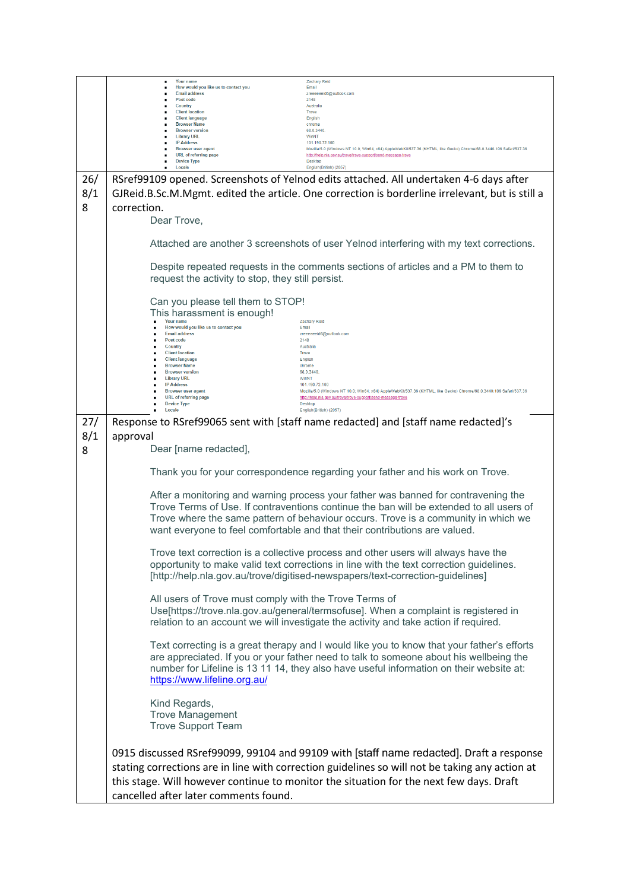| | |
|---|---|
| | ▪ Your name — Zachary Reid<br>▪ How would you like us to contact you — Email<br>▪ Email address — zreeeeeeid6@outlook.com<br>▪ Post code — 2148<br>▪ Country — Australia<br>▪ Client location — Trove<br>▪ Client language — English<br>▪ Browser Name — chrome<br>▪ Browser version — 68.0.3440.<br>▪ Library URL — WinNT<br>▪ IP Address — 101.190.72.100<br>▪ Browser user agent — Mozilla/5.0 (Windows NT 10.0; Win64; x64) AppleWebKit/537.36 (KHTML, like Gecko) Chrome/68.0.3440.106 Safari/537.36<br>▪ URL of referring page — http://help.nla.gov.au/trove/trove-support/send-message-trove<br>▪ Device Type — Desktop<br>▪ Locale — English(British) (2057) |
| 26/8/18 | RSref99109 opened. Screenshots of Yelnod edits attached. All undertaken 4-6 days after GJReid.B.Sc.M.Mgmt. edited the article. One correction is borderline irrelevant, but is still a correction.<br><br>Dear Trove,<br><br>Attached are another 3 screenshots of user Yelnod interfering with my text corrections.<br><br>Despite repeated requests in the comments sections of articles and a PM to them to request the activity to stop, they still persist.<br><br>Can you please tell them to STOP!<br>This harassment is enough!<br><br>▪ Your name — Zachary Reid<br>▪ How would you like us to contact you — Email<br>▪ Email address — zreeeeeeid6@outlook.com<br>▪ Post code — 2148<br>▪ Country — Australia<br>▪ Client location — Trove<br>▪ Client language — English<br>▪ Browser Name — chrome<br>▪ Browser version — 68.0.3440.<br>▪ Library URL — WinNT<br>▪ IP Address — 101.190.72.100<br>▪ Browser user agent — Mozilla/5.0 (Windows NT 10.0; Win64; x64) AppleWebKit/537.36 (KHTML, like Gecko) Chrome/68.0.3440.106 Safari/537.36<br>▪ URL of referring page — http://help.nla.gov.au/trove/trove-support/send-message-trove<br>▪ Device Type — Desktop<br>▪ Locale — English(British) (2057) |
| 27/8/18 | Response to RSref99065 sent with [staff name redacted] and [staff name redacted]'s approval<br><br>Dear [name redacted],<br><br>Thank you for your correspondence regarding your father and his work on Trove.<br><br>After a monitoring and warning process your father was banned for contravening the Trove Terms of Use. If contraventions continue the ban will be extended to all users of Trove where the same pattern of behaviour occurs. Trove is a community in which we want everyone to feel comfortable and that their contributions are valued.<br><br>Trove text correction is a collective process and other users will always have the opportunity to make valid text corrections in line with the text correction guidelines. [http://help.nla.gov.au/trove/digitised-newspapers/text-correction-guidelines]<br><br>All users of Trove must comply with the Trove Terms of Use[https://trove.nla.gov.au/general/termsofuse]. When a complaint is registered in relation to an account we will investigate the activity and take action if required.<br><br>Text correcting is a great therapy and I would like you to know that your father's efforts are appreciated. If you or your father need to talk to someone about his wellbeing the number for Lifeline is 13 11 14, they also have useful information on their website at: https://www.lifeline.org.au/<br><br>Kind Regards,<br>Trove Management<br>Trove Support Team<br><br>0915 discussed RSref99099, 99104 and 99109 with [staff name redacted]. Draft a response stating corrections are in line with correction guidelines so will not be taking any action at this stage. Will however continue to monitor the situation for the next few days. Draft cancelled after later comments found. |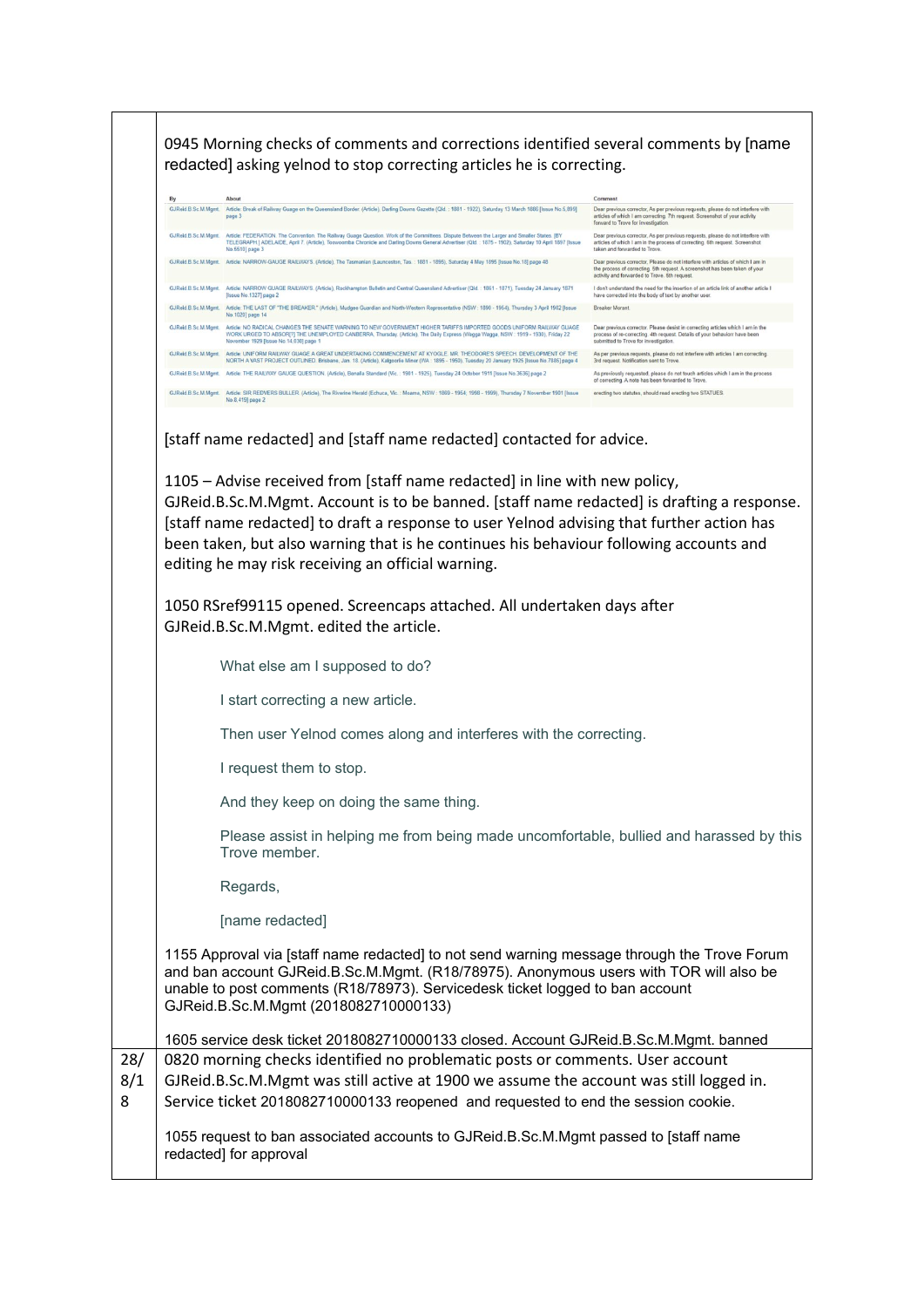| | |
|---|---|
| | 0945 Morning checks of comments and corrections identified several comments by [name redacted] asking yelnod to stop correcting articles he is correcting. |

| By | About | Comment |
|---|---|---|
| GJReid.B.Sc.M.Mgmt. | Article: Break of Railway Guage on the Queensland Border. (Article), Darling Downs Gazette (Qld. : 1881 - 1922), Saturday 13 March 1886 [Issue No.5,899] page 3 | Dear previous corrector, As per previous requests, please do not interfere with articles of which I am correcting. 7th request. Screenshot of your activity forward to Trove for investigation. |
| GJReid.B.Sc.M.Mgmt. | Article: FEDERATION. The Convention. The Railway Guage Question. Work of the Committees. Dispute Between the Larger and Smaller States. [BY TELEGRAPH.] ADELAIDE, April 7. (Article), Toowoomba Chronicle and Darling Downs General Advertiser (Qld. : 1875 - 1902), Saturday 10 April 1897 [Issue No.6510] page 3 | Dear previous corrector, As per previous requests, please do not interfere with articles of which I am in the process of correcting. 6th request. Screenshot taken and forwarded to Trove. |
| GJReid.B.Sc.M.Mgmt. | Article: NARROW-GAUGE RAILWAYS. (Article), The Tasmanian (Launceston, Tas. : 1881 - 1895), Saturday 4 May 1895 [Issue No.18] page 40 | Dear previous corrector, Please do not interfere with articles of which I am in the process of correcting. 5th request. A screenshot has been taken of your activity and forwarded to Trove. 5th request. |
| GJReid.B.Sc.M.Mgmt. | Article: NARROW GUAGE RAILWAYS. (Article), Rockhampton Bulletin and Central Queensland Advertiser (Qld. : 1861 - 1871), Tuesday 24 January 1871 [Issue No.1327] page 2 | I don't understand the need for the insertion of an article link of another article I have corrected into the body of text by another user. |
| GJReid.B.Sc.M.Mgmt. | Article: THE LAST OF "THE BREAKER." (Article), Mudgee Guardian and North-Western Representative (NSW : 1890 - 1954), Thursday 3 April 1902 [Issue No.1026] page 14 | Breaker Morant. |
| GJReid.B.Sc.M.Mgmt. | Article: NO RADICAL CHANGES THE SENATE WARNING TO NEW GOVERNMENT HIGHER TARIFFS IMPORTED GOODS UNIFORM RAILWAY GUAGE WORK URGED TO ABSOR[?] THE UNEMPLOYED CANBERRA, Thursday. (Article), The Daily Express (Wagga Wagga, NSW : 1919 - 1930), Friday 22 November 1929 [Issue No.14,830] page 1 | Dear previous corrector. Please desist in correcting articles which I am in the process of re-correcting. 4th request. Details of your behavior have been submitted to Trove for investigation. |
| GJReid.B.Sc.M.Mgmt. | Article: UNIFORM RAILWAY GUAGE A GREAT UNDERTAKING COMMENCEMENT AT KYOGLE. MR. THEODORE'S SPEECH. DEVELOPMENT OF THE NORTH A VAST PROJECT OUTLINED. Brisbane, Jan. 18. (Article), Kalgoorlie Miner (WA : 1895 - 1950), Tuesday 20 January 1925 [Issue No.7886] page 4 | As per previous requests, please do not interfere with articles I am correcting. 3rd request. Notification sent to Trove. |
| GJReid.B.Sc.M.Mgmt. | Article: THE RAILWAY GAUGE QUESTION. (Article), Benalla Standard (Vic. : 1901 - 1925), Tuesday 24 October 1911 [Issue No.3636] page 2 | As previously requested, please do not touch articles which I am in the process of correcting. A note has been forwarded to Trove. |
| GJReid.B.Sc.M.Mgmt. | Article: SIR REDVERS BULLER. (Article), The Riverine Herald (Echuca, Vic. : Moama, NSW : 1869 - 1954; 1998 - 1999), Thursday 7 November 1901 [Issue No.8,419] page 2 | erecting two statutes, should read erecting two STATUES. |

[staff name redacted] and [staff name redacted] contacted for advice.

1105 – Advise received from [staff name redacted] in line with new policy, GJReid.B.Sc.M.Mgmt. Account is to be banned. [staff name redacted] is drafting a response. [staff name redacted] to draft a response to user Yelnod advising that further action has been taken, but also warning that is he continues his behaviour following accounts and editing he may risk receiving an official warning.

1050 RSref99115 opened. Screencaps attached. All undertaken days after GJReid.B.Sc.M.Mgmt. edited the article.

> What else am I supposed to do?
>
> I start correcting a new article.
>
> Then user Yelnod comes along and interferes with the correcting.
>
> I request them to stop.
>
> And they keep on doing the same thing.
>
> Please assist in helping me from being made uncomfortable, bullied and harassed by this Trove member.
>
> Regards,
>
> [name redacted]

1155 Approval via [staff name redacted] to not send warning message through the Trove Forum and ban account GJReid.B.Sc.M.Mgmt. (R18/78975). Anonymous users with TOR will also be unable to post comments (R18/78973). Servicedesk ticket logged to ban account GJReid.B.Sc.M.Mgmt (2018082710000133)

1605 service desk ticket 2018082710000133 closed. Account GJReid.B.Sc.M.Mgmt. banned

| | |
|---|---|
| 28/8/18 | 0820 morning checks identified no problematic posts or comments. User account GJReid.B.Sc.M.Mgmt was still active at 1900 we assume the account was still logged in. Service ticket 2018082710000133 reopened and requested to end the session cookie. <br><br> 1055 request to ban associated accounts to GJReid.B.Sc.M.Mgmt passed to [staff name redacted] for approval |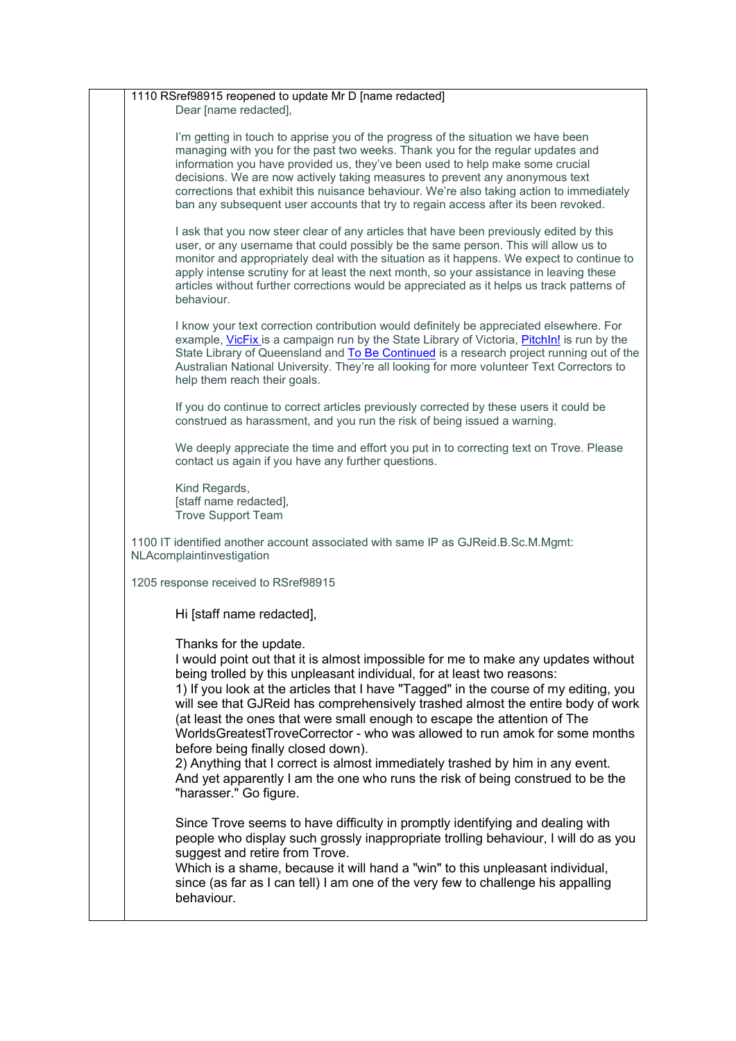1110 RSref98915 reopened to update Mr D [name redacted]

> Dear [name redacted],
>
> I'm getting in touch to apprise you of the progress of the situation we have been managing with you for the past two weeks. Thank you for the regular updates and information you have provided us, they've been used to help make some crucial decisions. We are now actively taking measures to prevent any anonymous text corrections that exhibit this nuisance behaviour. We're also taking action to immediately ban any subsequent user accounts that try to regain access after its been revoked.
>
> I ask that you now steer clear of any articles that have been previously edited by this user, or any username that could possibly be the same person. This will allow us to monitor and appropriately deal with the situation as it happens. We expect to continue to apply intense scrutiny for at least the next month, so your assistance in leaving these articles without further corrections would be appreciated as it helps us track patterns of behaviour.
>
> I know your text correction contribution would definitely be appreciated elsewhere. For example, VicFix is a campaign run by the State Library of Victoria, PitchIn! is run by the State Library of Queensland and To Be Continued is a research project running out of the Australian National University. They're all looking for more volunteer Text Correctors to help them reach their goals.
>
> If you do continue to correct articles previously corrected by these users it could be construed as harassment, and you run the risk of being issued a warning.
>
> We deeply appreciate the time and effort you put in to correcting text on Trove. Please contact us again if you have any further questions.
>
> Kind Regards,
> [staff name redacted],
> Trove Support Team

1100 IT identified another account associated with same IP as GJReid.B.Sc.M.Mgmt: NLAcomplaintinvestigation

1205 response received to RSref98915

> Hi [staff name redacted],
>
> Thanks for the update.
> I would point out that it is almost impossible for me to make any updates without being trolled by this unpleasant individual, for at least two reasons:
> 1) If you look at the articles that I have "Tagged" in the course of my editing, you will see that GJReid has comprehensively trashed almost the entire body of work (at least the ones that were small enough to escape the attention of The WorldsGreatestTroveCorrector - who was allowed to run amok for some months before being finally closed down).
> 2) Anything that I correct is almost immediately trashed by him in any event.
> And yet apparently I am the one who runs the risk of being construed to be the "harasser." Go figure.
>
> Since Trove seems to have difficulty in promptly identifying and dealing with people who display such grossly inappropriate trolling behaviour, I will do as you suggest and retire from Trove.
> Which is a shame, because it will hand a "win" to this unpleasant individual, since (as far as I can tell) I am one of the very few to challenge his appalling behaviour.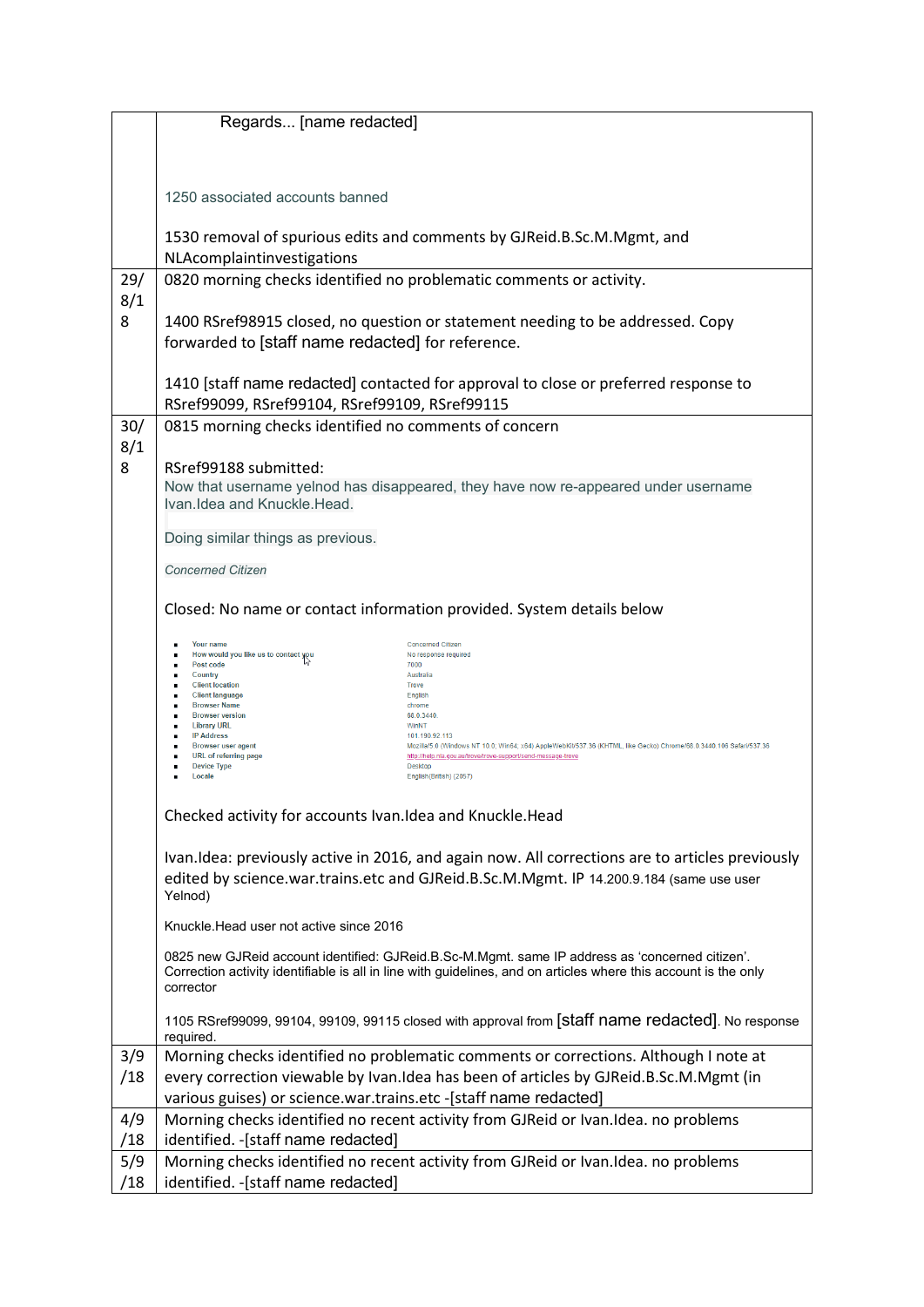| | |
|---|---|
| | Regards... [name redacted]<br><br>1250 associated accounts banned<br><br>1530 removal of spurious edits and comments by GJReid.B.Sc.M.Mgmt, and NLAcomplaintinvestigations |
| 29/8/18 | 0820 morning checks identified no problematic comments or activity.<br><br>1400 RSref98915 closed, no question or statement needing to be addressed. Copy forwarded to [staff name redacted] for reference.<br><br>1410 [staff name redacted] contacted for approval to close or preferred response to RSref99099, RSref99104, RSref99109, RSref99115 |
| 30/8/18 | 0815 morning checks identified no comments of concern<br><br>RSref99188 submitted:<br>Now that username yelnod has disappeared, they have now re-appeared under username Ivan.Idea and Knuckle.Head.<br><br>Doing similar things as previous.<br><br>*Concerned Citizen*<br><br>Closed: No name or contact information provided. System details below<br><br>▪ Your name — Concerned Citizen<br>▪ How would you like us to contact you — No response required<br>▪ Post code — 7000<br>▪ Country — Australia<br>▪ Client location — Trove<br>▪ Client language — English<br>▪ Browser Name — chrome<br>▪ Browser version — 68.0.3440.<br>▪ Library URL — WinNT<br>▪ IP Address — 101.190.92.113<br>▪ Browser user agent — Mozilla/5.0 (Windows NT 10.0; Win64; x64) AppleWebKit/537.36 (KHTML, like Gecko) Chrome/68.0.3440.106 Safari/537.36<br>▪ URL of referring page — http://help.nla.gov.au/trove/trove-support/send-message-trove<br>▪ Device Type — Desktop<br>▪ Locale — English(British) (2057)<br><br>Checked activity for accounts Ivan.Idea and Knuckle.Head<br><br>Ivan.Idea: previously active in 2016, and again now. All corrections are to articles previously edited by science.war.trains.etc and GJReid.B.Sc.M.Mgmt. IP 14.200.9.184 (same use user Yelnod)<br><br>Knuckle.Head user not active since 2016<br><br>0825 new GJReid account identified: GJReid.B.Sc-M.Mgmt. same IP address as 'concerned citizen'. Correction activity identifiable is all in line with guidelines, and on articles where this account is the only corrector<br><br>1105 RSref99099, 99104, 99109, 99115 closed with approval from [staff name redacted]. No response required. |
| 3/9/18 | Morning checks identified no problematic comments or corrections. Although I note at every correction viewable by Ivan.Idea has been of articles by GJReid.B.Sc.M.Mgmt (in various guises) or science.war.trains.etc -[staff name redacted] |
| 4/9/18 | Morning checks identified no recent activity from GJReid or Ivan.Idea. no problems identified. -[staff name redacted] |
| 5/9/18 | Morning checks identified no recent activity from GJReid or Ivan.Idea. no problems identified. -[staff name redacted] |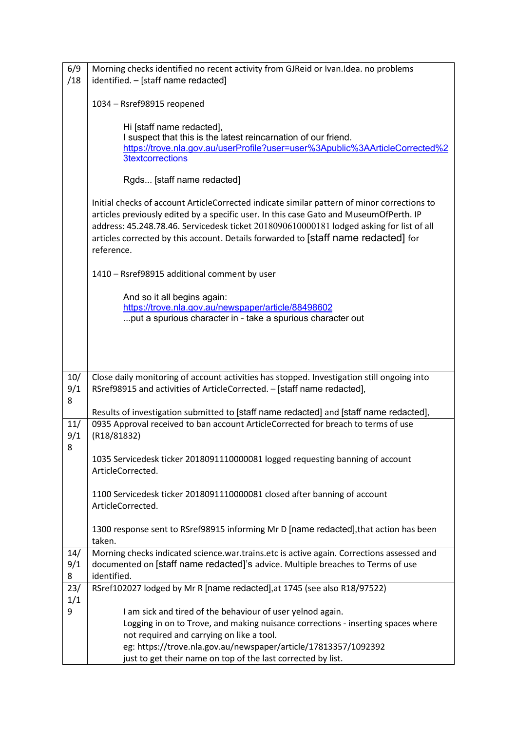| | |
|---|---|
| 6/9/18 | Morning checks identified no recent activity from GJReid or Ivan.Idea. no problems identified. – [staff name redacted]<br><br>1034 – Rsref98915 reopened<br><br>Hi [staff name redacted],<br>I suspect that this is the latest reincarnation of our friend.<br>https://trove.nla.gov.au/userProfile?user=user%3Apublic%3AArticleCorrected%23textcorrections<br><br>Rgds... [staff name redacted]<br><br>Initial checks of account ArticleCorrected indicate similar pattern of minor corrections to articles previously edited by a specific user. In this case Gato and MuseumOfPerth. IP address: 45.248.78.46. Servicedesk ticket 2018090610000181 lodged asking for list of all articles corrected by this account. Details forwarded to [staff name redacted] for reference.<br><br>1410 – Rsref98915 additional comment by user<br><br>And so it all begins again:<br>https://trove.nla.gov.au/newspaper/article/88498602<br>...put a spurious character in - take a spurious character out |
| 10/9/18 | Close daily monitoring of account activities has stopped. Investigation still ongoing into RSref98915 and activities of ArticleCorrected. – [staff name redacted],<br><br>Results of investigation submitted to [staff name redacted] and [staff name redacted], |
| 11/9/18 | 0935 Approval received to ban account ArticleCorrected for breach to terms of use (R18/81832)<br><br>1035 Servicedesk ticker 2018091110000081 logged requesting banning of account ArticleCorrected.<br><br>1100 Servicedesk ticker 2018091110000081 closed after banning of account ArticleCorrected.<br><br>1300 response sent to RSref98915 informing Mr D [name redacted],that action has been taken. |
| 14/9/18 | Morning checks indicated science.war.trains.etc is active again. Corrections assessed and documented on [staff name redacted]'s advice. Multiple breaches to Terms of use identified. |
| 23/1/19 | RSref102027 lodged by Mr R [name redacted],at 1745 (see also R18/97522)<br><br>I am sick and tired of the behaviour of user yelnod again.<br>Logging in on to Trove, and making nuisance corrections - inserting spaces where not required and carrying on like a tool.<br>eg: https://trove.nla.gov.au/newspaper/article/17813357/1092392<br>just to get their name on top of the last corrected by list. |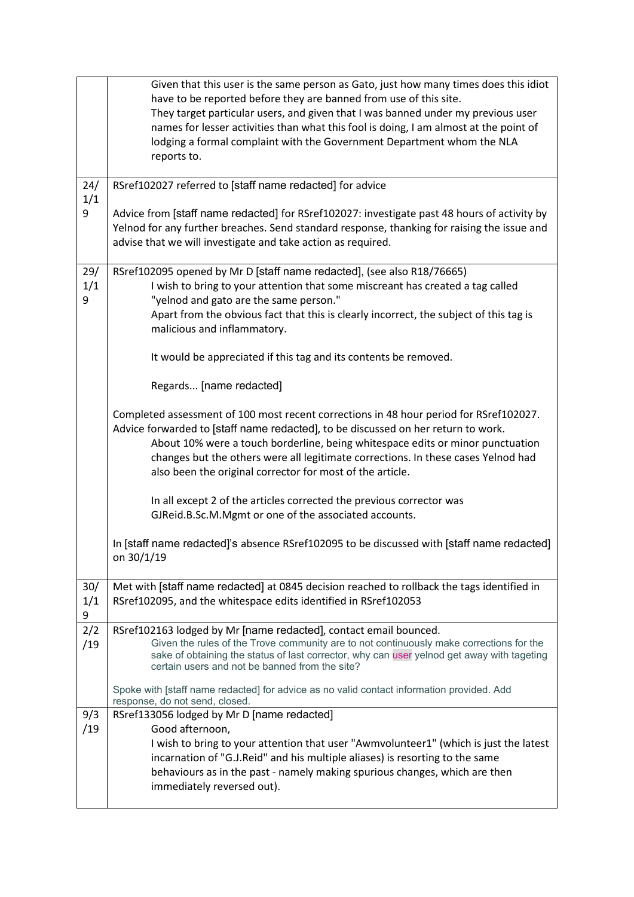| | |
|---|---|
| | Given that this user is the same person as Gato, just how many times does this idiot have to be reported before they are banned from use of this site.<br>They target particular users, and given that I was banned under my previous user names for lesser activities than what this fool is doing, I am almost at the point of lodging a formal complaint with the Government Department whom the NLA reports to. |
| 24/1/19 | RSref102027 referred to [staff name redacted] for advice<br><br>Advice from [staff name redacted] for RSref102027: investigate past 48 hours of activity by Yelnod for any further breaches. Send standard response, thanking for raising the issue and advise that we will investigate and take action as required. |
| 29/1/19 | RSref102095 opened by Mr D [staff name redacted], (see also R18/76665)<br>I wish to bring to your attention that some miscreant has created a tag called "yelnod and gato are the same person."<br>Apart from the obvious fact that this is clearly incorrect, the subject of this tag is malicious and inflammatory.<br><br>It would be appreciated if this tag and its contents be removed.<br><br>Regards... [name redacted]<br><br>Completed assessment of 100 most recent corrections in 48 hour period for RSref102027. Advice forwarded to [staff name redacted], to be discussed on her return to work.<br>About 10% were a touch borderline, being whitespace edits or minor punctuation changes but the others were all legitimate corrections. In these cases Yelnod had also been the original corrector for most of the article.<br><br>In all except 2 of the articles corrected the previous corrector was GJReid.B.Sc.M.Mgmt or one of the associated accounts.<br><br>In [staff name redacted]'s absence RSref102095 to be discussed with [staff name redacted] on 30/1/19 |
| 30/1/19 | Met with [staff name redacted] at 0845 decision reached to rollback the tags identified in RSref102095, and the whitespace edits identified in RSref102053 |
| 2/2/19 | RSref102163 lodged by Mr [name redacted], contact email bounced.<br>Given the rules of the Trove community are to not continuously make corrections for the sake of obtaining the status of last corrector, why can user yelnod get away with tageting certain users and not be banned from the site?<br><br>Spoke with [staff name redacted] for advice as no valid contact information provided. Add response, do not send, closed. |
| 9/3/19 | RSref133056 lodged by Mr D [name redacted]<br>Good afternoon,<br>I wish to bring to your attention that user "Awmvolunteer1" (which is just the latest incarnation of "G.J.Reid" and his multiple aliases) is resorting to the same behaviours as in the past - namely making spurious changes, which are then immediately reversed out). |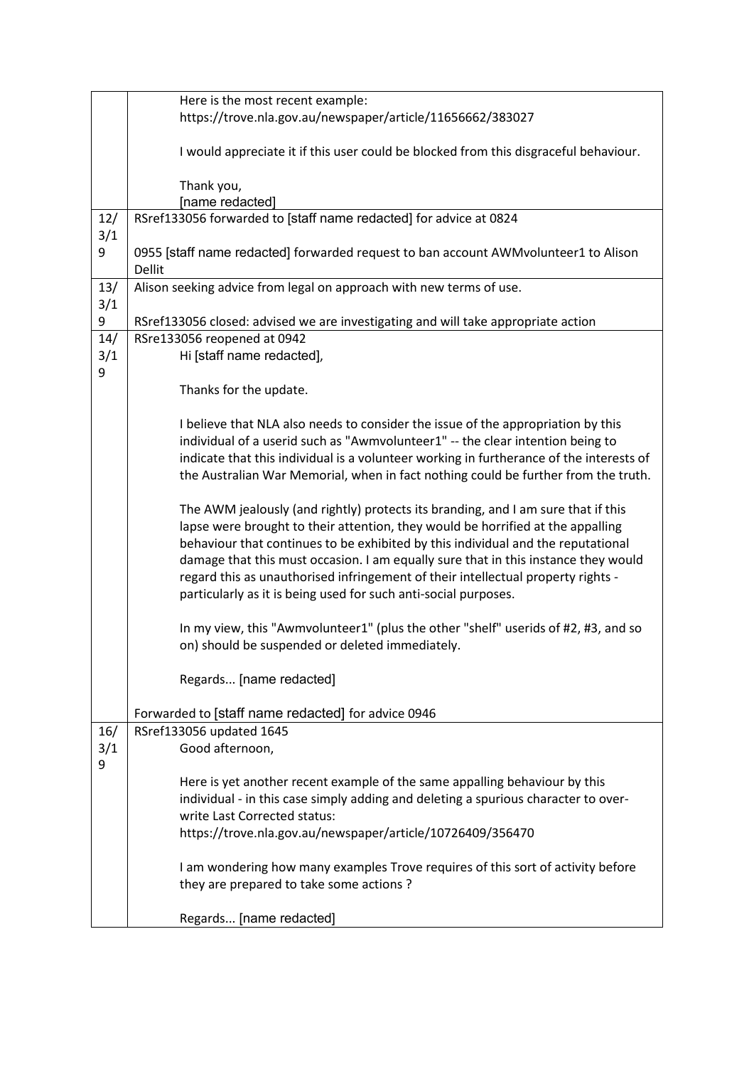| | |
|---|---|
| | Here is the most recent example:<br>https://trove.nla.gov.au/newspaper/article/11656662/383027<br><br>I would appreciate it if this user could be blocked from this disgraceful behaviour.<br><br>Thank you,<br>[name redacted] |
| 12/3/19 | RSref133056 forwarded to [staff name redacted] for advice at 0824<br><br>0955 [staff name redacted] forwarded request to ban account AWMvolunteer1 to Alison Dellit |
| 13/3/19 | Alison seeking advice from legal on approach with new terms of use.<br><br>RSref133056 closed: advised we are investigating and will take appropriate action |
| 14/3/19 | RSre133056 reopened at 0942<br>Hi [staff name redacted],<br><br>Thanks for the update.<br><br>I believe that NLA also needs to consider the issue of the appropriation by this individual of a userid such as "Awmvolunteer1" -- the clear intention being to indicate that this individual is a volunteer working in furtherance of the interests of the Australian War Memorial, when in fact nothing could be further from the truth.<br><br>The AWM jealously (and rightly) protects its branding, and I am sure that if this lapse were brought to their attention, they would be horrified at the appalling behaviour that continues to be exhibited by this individual and the reputational damage that this must occasion. I am equally sure that in this instance they would regard this as unauthorised infringement of their intellectual property rights - particularly as it is being used for such anti-social purposes.<br><br>In my view, this "Awmvolunteer1" (plus the other "shelf" userids of #2, #3, and so on) should be suspended or deleted immediately.<br><br>Regards... [name redacted]<br><br>Forwarded to [staff name redacted] for advice 0946 |
| 16/3/19 | RSref133056 updated 1645<br>Good afternoon,<br><br>Here is yet another recent example of the same appalling behaviour by this individual - in this case simply adding and deleting a spurious character to over-write Last Corrected status:<br>https://trove.nla.gov.au/newspaper/article/10726409/356470<br><br>I am wondering how many examples Trove requires of this sort of activity before they are prepared to take some actions ?<br><br>Regards... [name redacted] |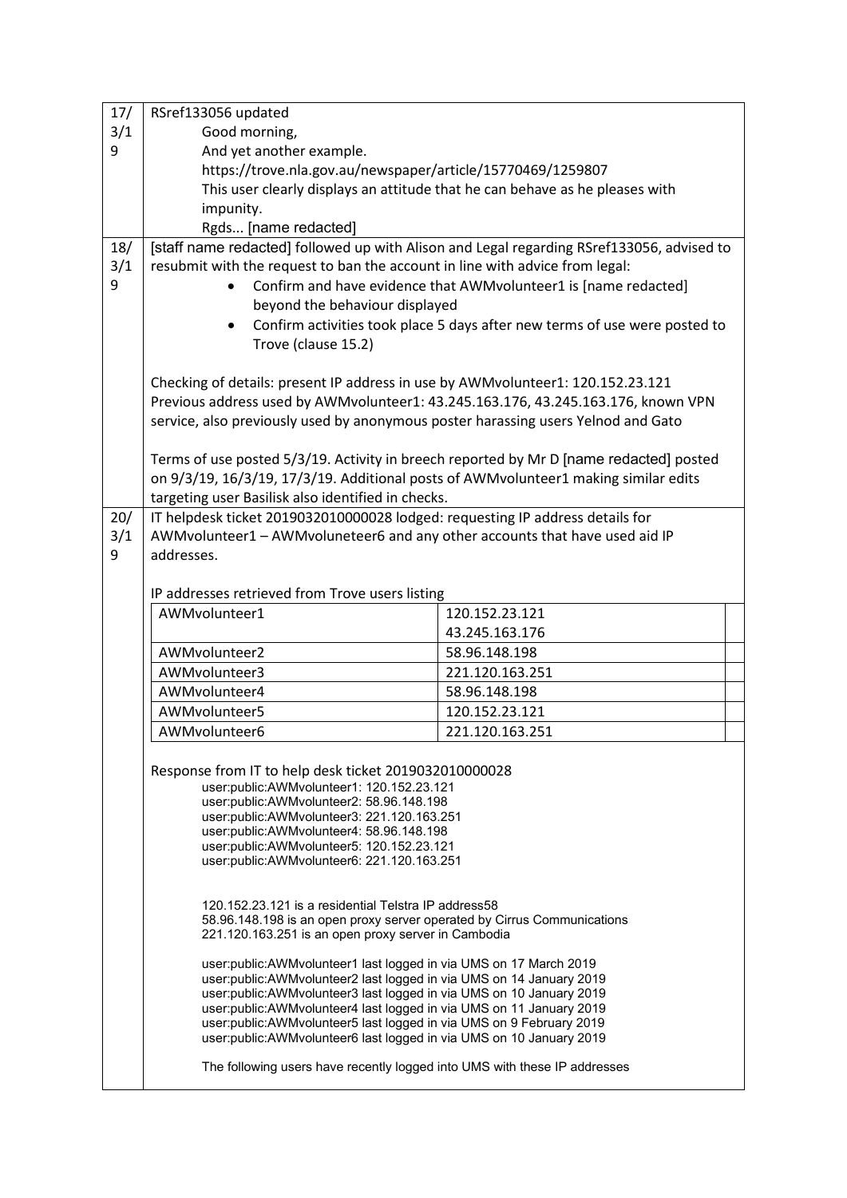| | |
|---|---|
| 17/3/19 | RSref133056 updated<br>Good morning,<br>And yet another example.<br>https://trove.nla.gov.au/newspaper/article/15770469/1259807<br>This user clearly displays an attitude that he can behave as he pleases with impunity.<br>Rgds... [name redacted] |
| 18/3/19 | [staff name redacted] followed up with Alison and Legal regarding RSref133056, advised to resubmit with the request to ban the account in line with advice from legal:<br>• Confirm and have evidence that AWMvolunteer1 is [name redacted] beyond the behaviour displayed<br>• Confirm activities took place 5 days after new terms of use were posted to Trove (clause 15.2)<br><br>Checking of details: present IP address in use by AWMvolunteer1: 120.152.23.121<br>Previous address used by AWMvolunteer1: 43.245.163.176, 43.245.163.176, known VPN service, also previously used by anonymous poster harassing users Yelnod and Gato<br><br>Terms of use posted 5/3/19. Activity in breech reported by Mr D [name redacted] posted on 9/3/19, 16/3/19, 17/3/19. Additional posts of AWMvolunteer1 making similar edits targeting user Basilisk also identified in checks. |
| 20/3/19 | IT helpdesk ticket 2019032010000028 lodged: requesting IP address details for AWMvolunteer1 – AWMvoluneteer6 and any other accounts that have used aid IP addresses.<br><br>IP addresses retrieved from Trove users listing<br><br>AWMvolunteer1 — 120.152.23.121; 43.245.163.176<br>AWMvolunteer2 — 58.96.148.198<br>AWMvolunteer3 — 221.120.163.251<br>AWMvolunteer4 — 58.96.148.198<br>AWMvolunteer5 — 120.152.23.121<br>AWMvolunteer6 — 221.120.163.251<br><br>Response from IT to help desk ticket 2019032010000028<br>user:public:AWMvolunteer1: 120.152.23.121<br>user:public:AWMvolunteer2: 58.96.148.198<br>user:public:AWMvolunteer3: 221.120.163.251<br>user:public:AWMvolunteer4: 58.96.148.198<br>user:public:AWMvolunteer5: 120.152.23.121<br>user:public:AWMvolunteer6: 221.120.163.251<br><br>120.152.23.121 is a residential Telstra IP address58<br>58.96.148.198 is an open proxy server operated by Cirrus Communications<br>221.120.163.251 is an open proxy server in Cambodia<br><br>user:public:AWMvolunteer1 last logged in via UMS on 17 March 2019<br>user:public:AWMvolunteer2 last logged in via UMS on 14 January 2019<br>user:public:AWMvolunteer3 last logged in via UMS on 10 January 2019<br>user:public:AWMvolunteer4 last logged in via UMS on 11 January 2019<br>user:public:AWMvolunteer5 last logged in via UMS on 9 February 2019<br>user:public:AWMvolunteer6 last logged in via UMS on 10 January 2019<br><br>The following users have recently logged into UMS with these IP addresses |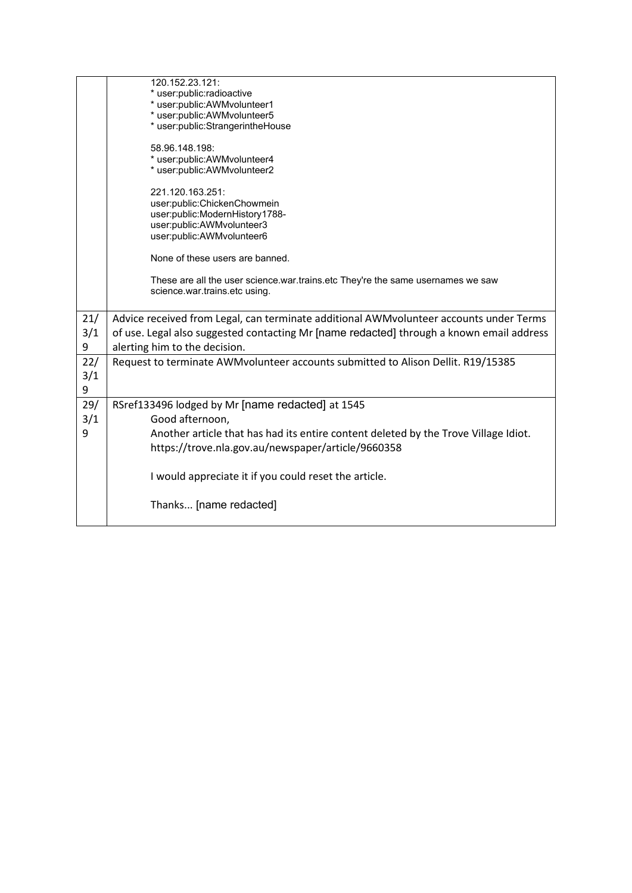| | |
|---|---|
| | 120.152.23.121:<br>* user:public:radioactive<br>* user:public:AWMvolunteer1<br>* user:public:AWMvolunteer5<br>* user:public:StrangerintheHouse<br><br>58.96.148.198:<br>* user:public:AWMvolunteer4<br>* user:public:AWMvolunteer2<br><br>221.120.163.251:<br>user:public:ChickenChowmein<br>user:public:ModernHistory1788-<br>user:public:AWMvolunteer3<br>user:public:AWMvolunteer6<br><br>None of these users are banned.<br><br>These are all the user science.war.trains.etc They're the same usernames we saw science.war.trains.etc using. |
| 21/3/19 | Advice received from Legal, can terminate additional AWMvolunteer accounts under Terms of use. Legal also suggested contacting Mr [name redacted] through a known email address alerting him to the decision. |
| 22/3/19 | Request to terminate AWMvolunteer accounts submitted to Alison Dellit. R19/15385 |
| 29/3/19 | RSref133496 lodged by Mr [name redacted] at 1545<br>Good afternoon,<br>Another article that has had its entire content deleted by the Trove Village Idiot. https://trove.nla.gov.au/newspaper/article/9660358<br><br>I would appreciate it if you could reset the article.<br><br>Thanks... [name redacted] |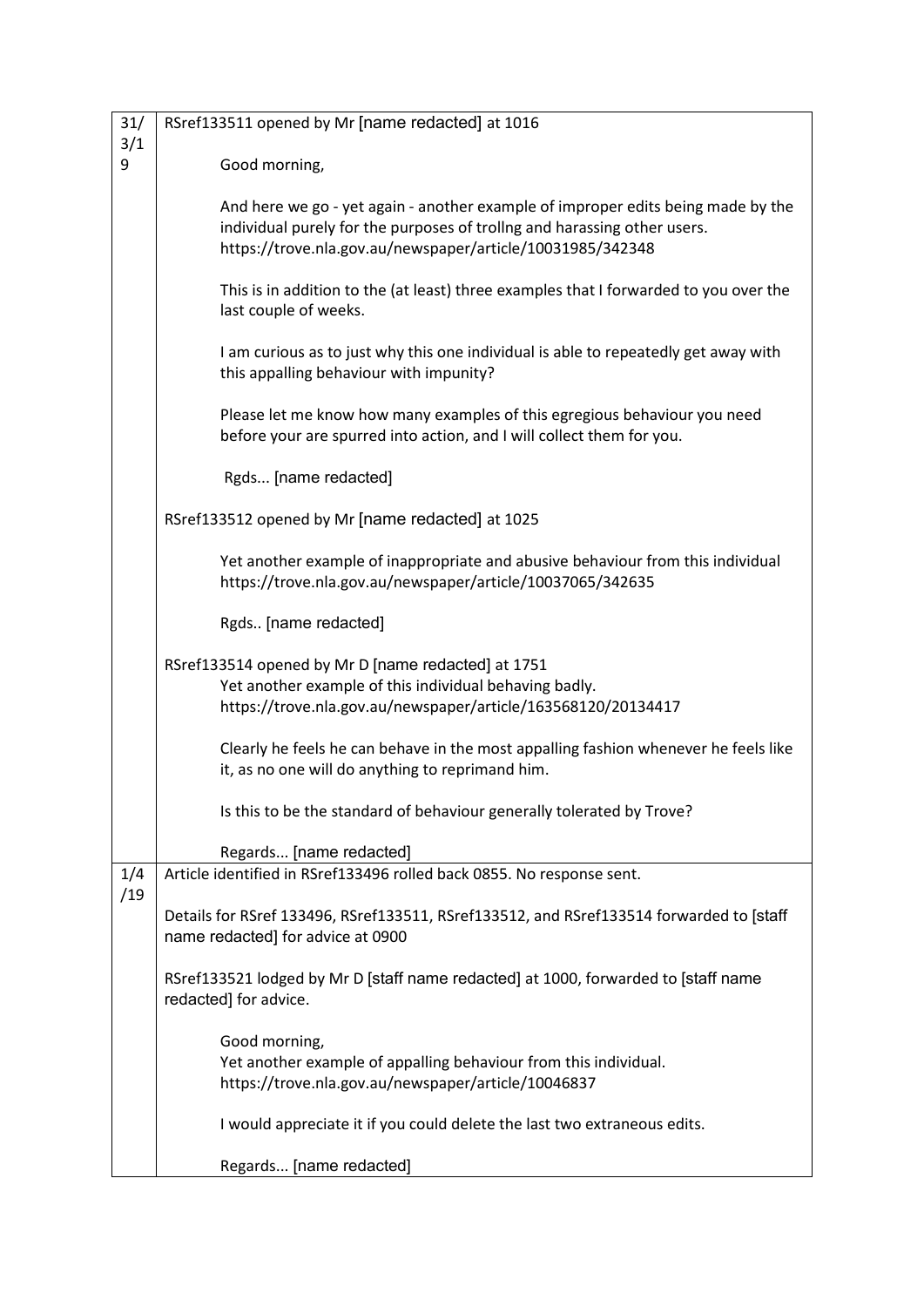| | |
|---|---|
| 31/3/19 | RSref133511 opened by Mr [name redacted] at 1016<br><br>Good morning,<br><br>And here we go - yet again - another example of improper edits being made by the individual purely for the purposes of trollng and harassing other users. https://trove.nla.gov.au/newspaper/article/10031985/342348<br><br>This is in addition to the (at least) three examples that I forwarded to you over the last couple of weeks.<br><br>I am curious as to just why this one individual is able to repeatedly get away with this appalling behaviour with impunity?<br><br>Please let me know how many examples of this egregious behaviour you need before your are spurred into action, and I will collect them for you.<br><br>Rgds... [name redacted]<br><br>RSref133512 opened by Mr [name redacted] at 1025<br><br>Yet another example of inappropriate and abusive behaviour from this individual https://trove.nla.gov.au/newspaper/article/10037065/342635<br><br>Rgds.. [name redacted]<br><br>RSref133514 opened by Mr D [name redacted] at 1751<br>Yet another example of this individual behaving badly. https://trove.nla.gov.au/newspaper/article/163568120/20134417<br><br>Clearly he feels he can behave in the most appalling fashion whenever he feels like it, as no one will do anything to reprimand him.<br><br>Is this to be the standard of behaviour generally tolerated by Trove?<br><br>Regards... [name redacted] |
| 1/4/19 | Article identified in RSref133496 rolled back 0855. No response sent.<br><br>Details for RSref 133496, RSref133511, RSref133512, and RSref133514 forwarded to [staff name redacted] for advice at 0900<br><br>RSref133521 lodged by Mr D [staff name redacted] at 1000, forwarded to [staff name redacted] for advice.<br><br>Good morning,<br>Yet another example of appalling behaviour from this individual.<br>https://trove.nla.gov.au/newspaper/article/10046837<br><br>I would appreciate it if you could delete the last two extraneous edits.<br><br>Regards... [name redacted] |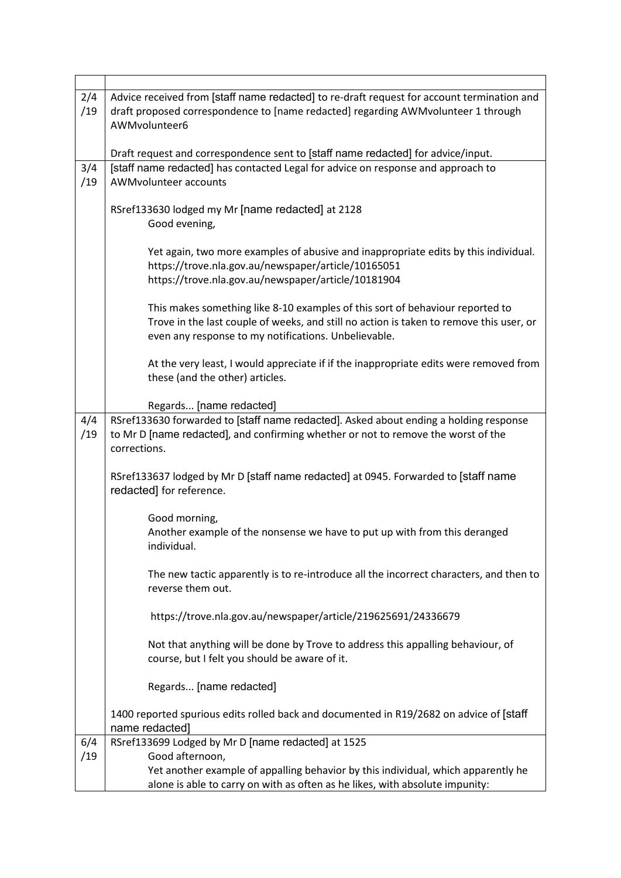| | |
|---|---|
| 2/4 /19 | Advice received from [staff name redacted] to re-draft request for account termination and draft proposed correspondence to [name redacted] regarding AWMvolunteer 1 through AWMvolunteer6<br><br>Draft request and correspondence sent to [staff name redacted] for advice/input. |
| 3/4 /19 | [staff name redacted] has contacted Legal for advice on response and approach to AWMvolunteer accounts<br><br>RSref133630 lodged my Mr [name redacted] at 2128<br>Good evening,<br><br>Yet again, two more examples of abusive and inappropriate edits by this individual.<br>https://trove.nla.gov.au/newspaper/article/10165051<br>https://trove.nla.gov.au/newspaper/article/10181904<br><br>This makes something like 8-10 examples of this sort of behaviour reported to Trove in the last couple of weeks, and still no action is taken to remove this user, or even any response to my notifications. Unbelievable.<br><br>At the very least, I would appreciate if if the inappropriate edits were removed from these (and the other) articles.<br><br>Regards... [name redacted] |
| 4/4 /19 | RSref133630 forwarded to [staff name redacted]. Asked about ending a holding response to Mr D [name redacted], and confirming whether or not to remove the worst of the corrections.<br><br>RSref133637 lodged by Mr D [staff name redacted] at 0945. Forwarded to [staff name redacted] for reference.<br><br>Good morning,<br>Another example of the nonsense we have to put up with from this deranged individual.<br><br>The new tactic apparently is to re-introduce all the incorrect characters, and then to reverse them out.<br><br>https://trove.nla.gov.au/newspaper/article/219625691/24336679<br><br>Not that anything will be done by Trove to address this appalling behaviour, of course, but I felt you should be aware of it.<br><br>Regards... [name redacted]<br><br>1400 reported spurious edits rolled back and documented in R19/2682 on advice of [staff name redacted] |
| 6/4 /19 | RSref133699 Lodged by Mr D [name redacted] at 1525<br>Good afternoon,<br>Yet another example of appalling behavior by this individual, which apparently he alone is able to carry on with as often as he likes, with absolute impunity: |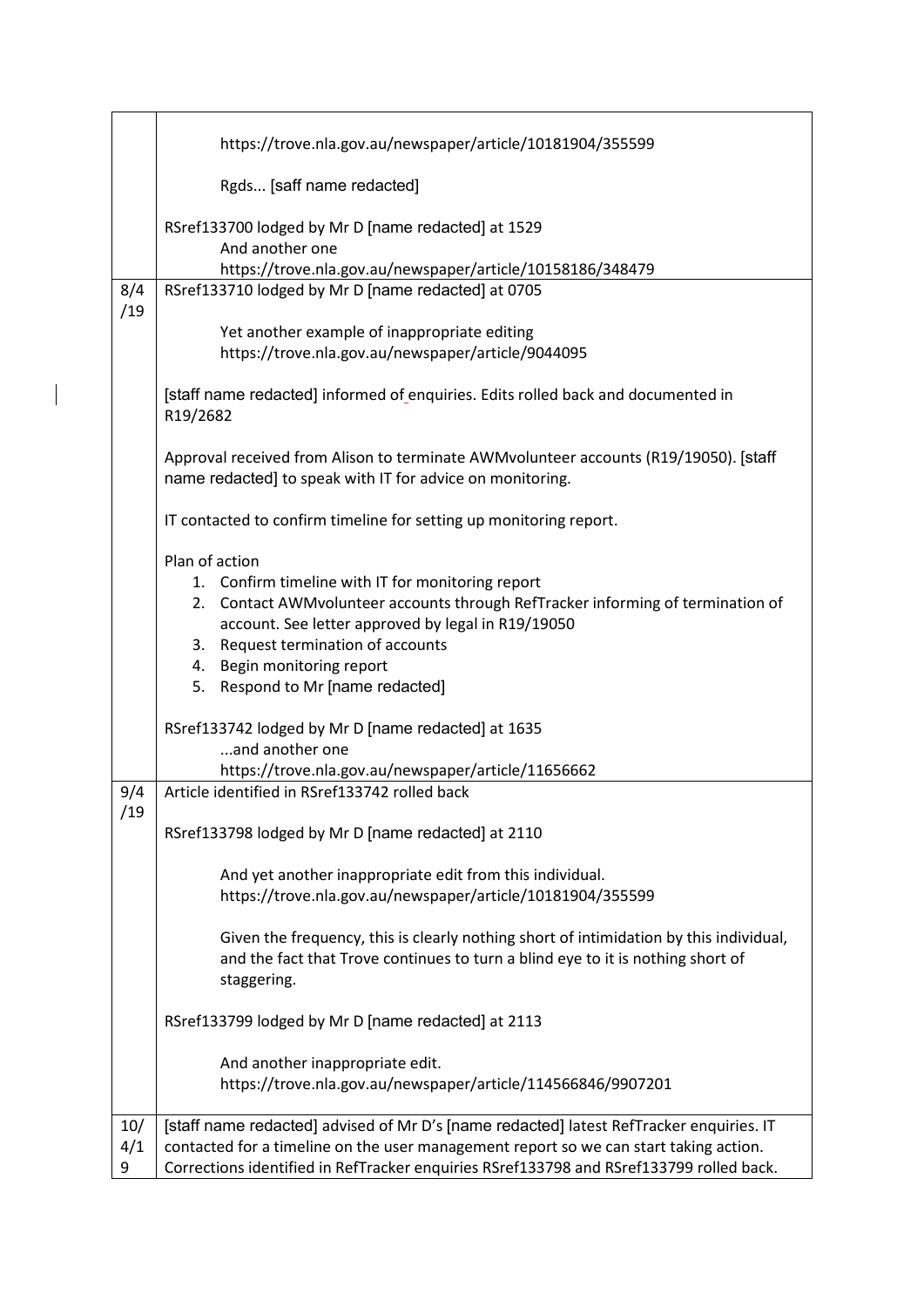| | |
|---|---|
| | https://trove.nla.gov.au/newspaper/article/10181904/355599<br><br>Rgds... [saff name redacted]<br><br>RSref133700 lodged by Mr D [name redacted] at 1529<br>And another one<br>https://trove.nla.gov.au/newspaper/article/10158186/348479 |
| 8/4/19 | RSref133710 lodged by Mr D [name redacted] at 0705<br><br>Yet another example of inappropriate editing<br>https://trove.nla.gov.au/newspaper/article/9044095<br><br>[staff name redacted] informed of enquiries. Edits rolled back and documented in R19/2682<br><br>Approval received from Alison to terminate AWMvolunteer accounts (R19/19050). [staff name redacted] to speak with IT for advice on monitoring.<br><br>IT contacted to confirm timeline for setting up monitoring report.<br><br>Plan of action<br>1. Confirm timeline with IT for monitoring report<br>2. Contact AWMvolunteer accounts through RefTracker informing of termination of account. See letter approved by legal in R19/19050<br>3. Request termination of accounts<br>4. Begin monitoring report<br>5. Respond to Mr [name redacted]<br><br>RSref133742 lodged by Mr D [name redacted] at 1635<br>...and another one<br>https://trove.nla.gov.au/newspaper/article/11656662 |
| 9/4/19 | Article identified in RSref133742 rolled back<br><br>RSref133798 lodged by Mr D [name redacted] at 2110<br><br>And yet another inappropriate edit from this individual.<br>https://trove.nla.gov.au/newspaper/article/10181904/355599<br><br>Given the frequency, this is clearly nothing short of intimidation by this individual, and the fact that Trove continues to turn a blind eye to it is nothing short of staggering.<br><br>RSref133799 lodged by Mr D [name redacted] at 2113<br><br>And another inappropriate edit.<br>https://trove.nla.gov.au/newspaper/article/114566846/9907201 |
| 10/4/19 | [staff name redacted] advised of Mr D's [name redacted] latest RefTracker enquiries. IT contacted for a timeline on the user management report so we can start taking action. Corrections identified in RefTracker enquiries RSref133798 and RSref133799 rolled back. |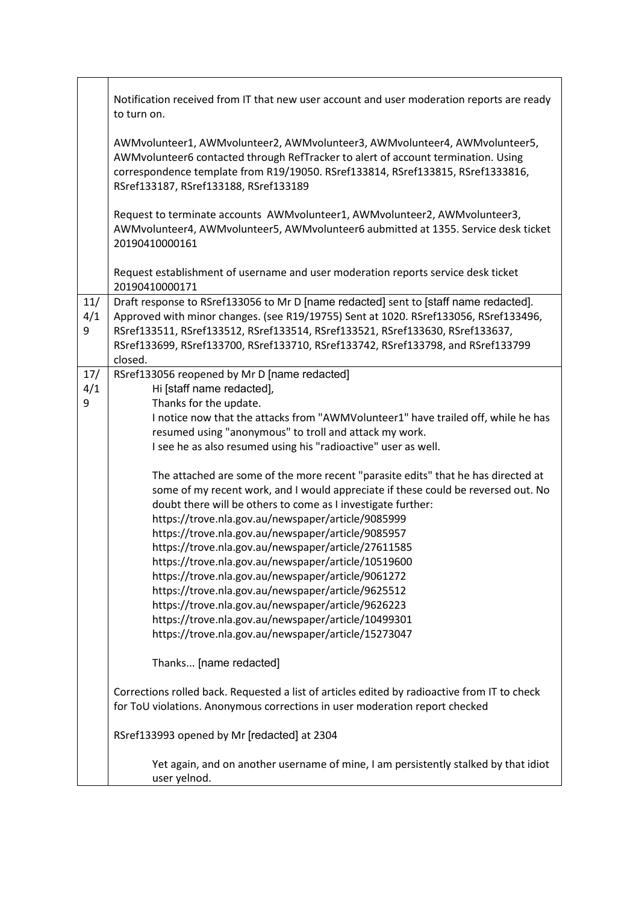| | |
|---|---|
| | Notification received from IT that new user account and user moderation reports are ready to turn on.<br><br>AWMvolunteer1, AWMvolunteer2, AWMvolunteer3, AWMvolunteer4, AWMvolunteer5, AWMvolunteer6 contacted through RefTracker to alert of account termination. Using correspondence template from R19/19050. RSref133814, RSref133815, RSref1333816, RSref133187, RSref133188, RSref133189<br><br>Request to terminate accounts AWMvolunteer1, AWMvolunteer2, AWMvolunteer3, AWMvolunteer4, AWMvolunteer5, AWMvolunteer6 aubmitted at 1355. Service desk ticket 20190410000161<br><br>Request establishment of username and user moderation reports service desk ticket 20190410000171 |
| 11/4/19 | Draft response to RSref133056 to Mr D [name redacted] sent to [staff name redacted]. Approved with minor changes. (see R19/19755) Sent at 1020. RSref133056, RSref133496, RSref133511, RSref133512, RSref133514, RSref133521, RSref133630, RSref133637, RSref133699, RSref133700, RSref133710, RSref133742, RSref133798, and RSref133799 closed. |
| 17/4/19 | RSref133056 reopened by Mr D [name redacted]<br>Hi [staff name redacted],<br>Thanks for the update.<br>I notice now that the attacks from "AWMVolunteer1" have trailed off, while he has resumed using "anonymous" to troll and attack my work.<br>I see he as also resumed using his "radioactive" user as well.<br><br>The attached are some of the more recent "parasite edits" that he has directed at some of my recent work, and I would appreciate if these could be reversed out. No doubt there will be others to come as I investigate further:<br>https://trove.nla.gov.au/newspaper/article/9085999<br>https://trove.nla.gov.au/newspaper/article/9085957<br>https://trove.nla.gov.au/newspaper/article/27611585<br>https://trove.nla.gov.au/newspaper/article/10519600<br>https://trove.nla.gov.au/newspaper/article/9061272<br>https://trove.nla.gov.au/newspaper/article/9625512<br>https://trove.nla.gov.au/newspaper/article/9626223<br>https://trove.nla.gov.au/newspaper/article/10499301<br>https://trove.nla.gov.au/newspaper/article/15273047<br><br>Thanks... [name redacted]<br><br>Corrections rolled back. Requested a list of articles edited by radioactive from IT to check for ToU violations. Anonymous corrections in user moderation report checked<br><br>RSref133993 opened by Mr [redacted] at 2304<br><br>Yet again, and on another username of mine, I am persistently stalked by that idiot user yelnod. |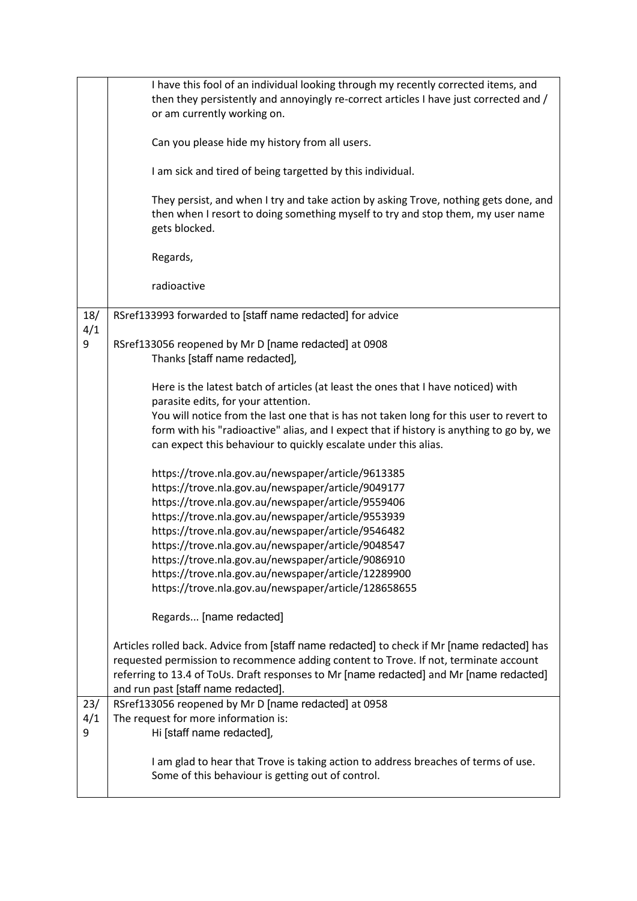| | |
|---|---|
| | I have this fool of an individual looking through my recently corrected items, and then they persistently and annoyingly re-correct articles I have just corrected and / or am currently working on.<br><br>Can you please hide my history from all users.<br><br>I am sick and tired of being targetted by this individual.<br><br>They persist, and when I try and take action by asking Trove, nothing gets done, and then when I resort to doing something myself to try and stop them, my user name gets blocked.<br><br>Regards,<br><br>radioactive |
| 18/4/19 | RSref133993 forwarded to [staff name redacted] for advice<br><br>RSref133056 reopened by Mr D [name redacted] at 0908<br>Thanks [staff name redacted],<br><br>Here is the latest batch of articles (at least the ones that I have noticed) with parasite edits, for your attention.<br>You will notice from the last one that is has not taken long for this user to revert to form with his "radioactive" alias, and I expect that if history is anything to go by, we can expect this behaviour to quickly escalate under this alias.<br><br>https://trove.nla.gov.au/newspaper/article/9613385<br>https://trove.nla.gov.au/newspaper/article/9049177<br>https://trove.nla.gov.au/newspaper/article/9559406<br>https://trove.nla.gov.au/newspaper/article/9553939<br>https://trove.nla.gov.au/newspaper/article/9546482<br>https://trove.nla.gov.au/newspaper/article/9048547<br>https://trove.nla.gov.au/newspaper/article/9086910<br>https://trove.nla.gov.au/newspaper/article/12289900<br>https://trove.nla.gov.au/newspaper/article/128658655<br><br>Regards... [name redacted]<br><br>Articles rolled back. Advice from [staff name redacted] to check if Mr [name redacted] has requested permission to recommence adding content to Trove. If not, terminate account referring to 13.4 of ToUs. Draft responses to Mr [name redacted] and Mr [name redacted] and run past [staff name redacted]. |
| 23/4/19 | RSref133056 reopened by Mr D [name redacted] at 0958<br>The request for more information is:<br>Hi [staff name redacted],<br><br>I am glad to hear that Trove is taking action to address breaches of terms of use. Some of this behaviour is getting out of control. |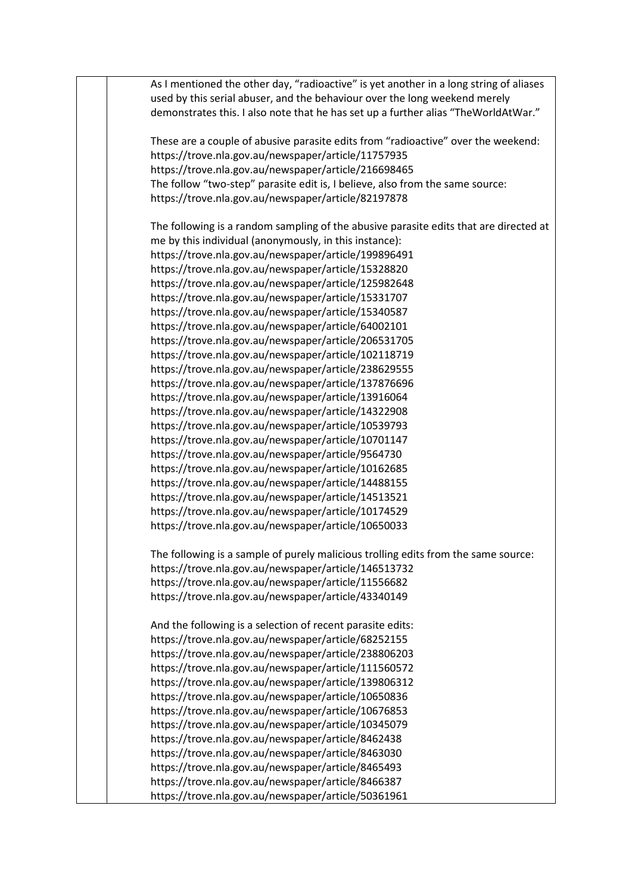As I mentioned the other day, "radioactive" is yet another in a long string of aliases used by this serial abuser, and the behaviour over the long weekend merely demonstrates this. I also note that he has set up a further alias "TheWorldAtWar."

These are a couple of abusive parasite edits from "radioactive" over the weekend:
https://trove.nla.gov.au/newspaper/article/11757935
https://trove.nla.gov.au/newspaper/article/216698465
The follow "two-step" parasite edit is, I believe, also from the same source:
https://trove.nla.gov.au/newspaper/article/82197878

The following is a random sampling of the abusive parasite edits that are directed at me by this individual (anonymously, in this instance):
https://trove.nla.gov.au/newspaper/article/199896491
https://trove.nla.gov.au/newspaper/article/15328820
https://trove.nla.gov.au/newspaper/article/125982648
https://trove.nla.gov.au/newspaper/article/15331707
https://trove.nla.gov.au/newspaper/article/15340587
https://trove.nla.gov.au/newspaper/article/64002101
https://trove.nla.gov.au/newspaper/article/206531705
https://trove.nla.gov.au/newspaper/article/102118719
https://trove.nla.gov.au/newspaper/article/238629555
https://trove.nla.gov.au/newspaper/article/137876696
https://trove.nla.gov.au/newspaper/article/13916064
https://trove.nla.gov.au/newspaper/article/14322908
https://trove.nla.gov.au/newspaper/article/10539793
https://trove.nla.gov.au/newspaper/article/10701147
https://trove.nla.gov.au/newspaper/article/9564730
https://trove.nla.gov.au/newspaper/article/10162685
https://trove.nla.gov.au/newspaper/article/14488155
https://trove.nla.gov.au/newspaper/article/14513521
https://trove.nla.gov.au/newspaper/article/10174529
https://trove.nla.gov.au/newspaper/article/10650033

The following is a sample of purely malicious trolling edits from the same source:
https://trove.nla.gov.au/newspaper/article/146513732
https://trove.nla.gov.au/newspaper/article/11556682
https://trove.nla.gov.au/newspaper/article/43340149

And the following is a selection of recent parasite edits:
https://trove.nla.gov.au/newspaper/article/68252155
https://trove.nla.gov.au/newspaper/article/238806203
https://trove.nla.gov.au/newspaper/article/111560572
https://trove.nla.gov.au/newspaper/article/139806312
https://trove.nla.gov.au/newspaper/article/10650836
https://trove.nla.gov.au/newspaper/article/10676853
https://trove.nla.gov.au/newspaper/article/10345079
https://trove.nla.gov.au/newspaper/article/8462438
https://trove.nla.gov.au/newspaper/article/8463030
https://trove.nla.gov.au/newspaper/article/8465493
https://trove.nla.gov.au/newspaper/article/8466387
https://trove.nla.gov.au/newspaper/article/50361961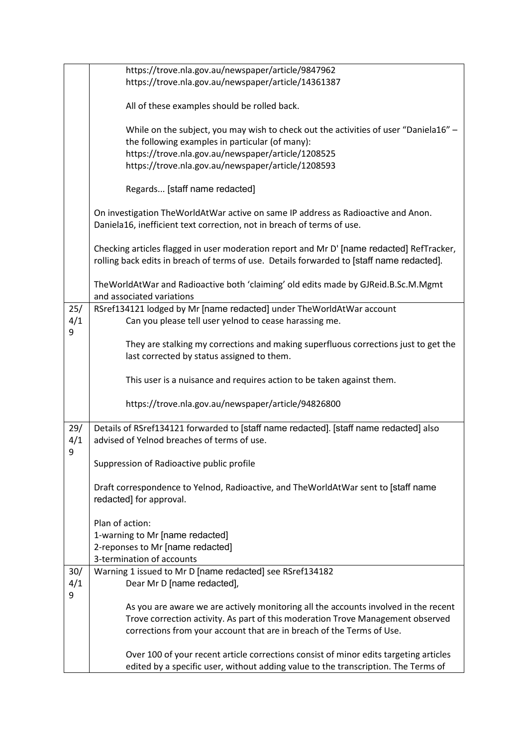| | |
|---|---|
| | https://trove.nla.gov.au/newspaper/article/9847962<br>https://trove.nla.gov.au/newspaper/article/14361387<br><br>All of these examples should be rolled back.<br><br>While on the subject, you may wish to check out the activities of user "Daniela16" – the following examples in particular (of many):<br>https://trove.nla.gov.au/newspaper/article/1208525<br>https://trove.nla.gov.au/newspaper/article/1208593<br><br>Regards... [staff name redacted]<br><br>On investigation TheWorldAtWar active on same IP address as Radioactive and Anon. Daniela16, inefficient text correction, not in breach of terms of use.<br><br>Checking articles flagged in user moderation report and Mr D' [name redacted] RefTracker, rolling back edits in breach of terms of use. Details forwarded to [staff name redacted].<br><br>TheWorldAtWar and Radioactive both 'claiming' old edits made by GJReid.B.Sc.M.Mgmt and associated variations |
| 25/4/19 | RSref134121 lodged by Mr [name redacted] under TheWorldAtWar account<br>Can you please tell user yelnod to cease harassing me.<br><br>They are stalking my corrections and making superfluous corrections just to get the last corrected by status assigned to them.<br><br>This user is a nuisance and requires action to be taken against them.<br><br>https://trove.nla.gov.au/newspaper/article/94826800 |
| 29/4/19 | Details of RSref134121 forwarded to [staff name redacted]. [staff name redacted] also advised of Yelnod breaches of terms of use.<br><br>Suppression of Radioactive public profile<br><br>Draft correspondence to Yelnod, Radioactive, and TheWorldAtWar sent to [staff name redacted] for approval.<br><br>Plan of action:<br>1-warning to Mr [name redacted]<br>2-reponses to Mr [name redacted]<br>3-termination of accounts |
| 30/4/19 | Warning 1 issued to Mr D [name redacted] see RSref134182<br>Dear Mr D [name redacted],<br><br>As you are aware we are actively monitoring all the accounts involved in the recent Trove correction activity. As part of this moderation Trove Management observed corrections from your account that are in breach of the Terms of Use.<br><br>Over 100 of your recent article corrections consist of minor edits targeting articles edited by a specific user, without adding value to the transcription. The Terms of |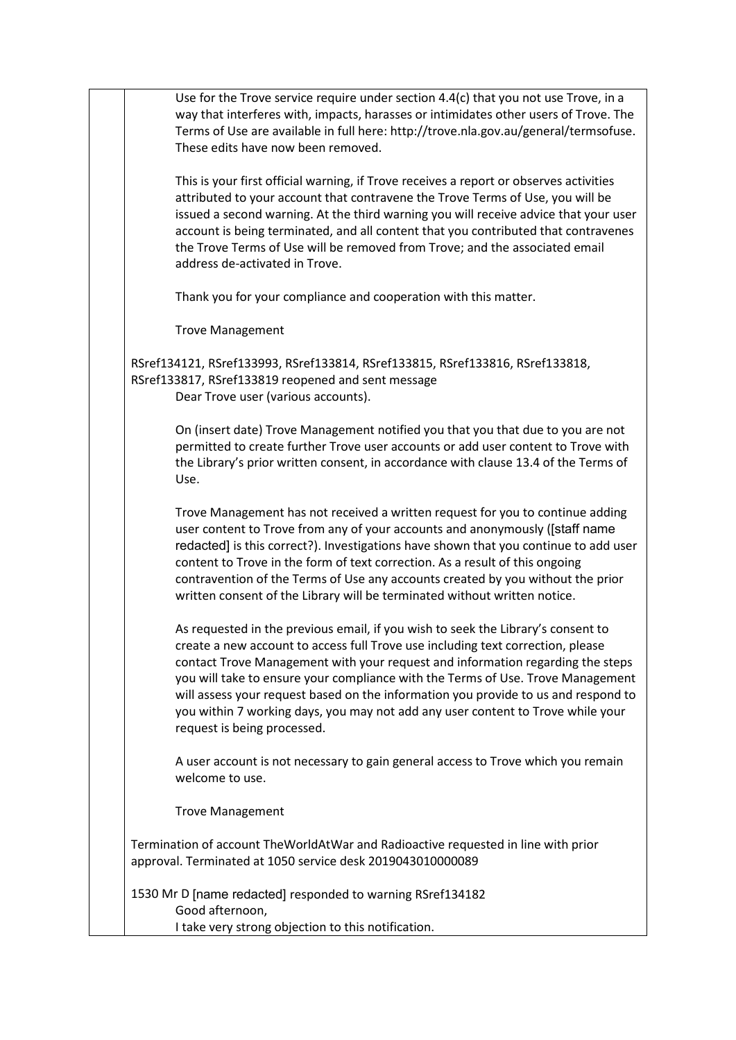Use for the Trove service require under section 4.4(c) that you not use Trove, in a way that interferes with, impacts, harasses or intimidates other users of Trove. The Terms of Use are available in full here: http://trove.nla.gov.au/general/termsofuse. These edits have now been removed.

This is your first official warning, if Trove receives a report or observes activities attributed to your account that contravene the Trove Terms of Use, you will be issued a second warning. At the third warning you will receive advice that your user account is being terminated, and all content that you contributed that contravenes the Trove Terms of Use will be removed from Trove; and the associated email address de-activated in Trove.

Thank you for your compliance and cooperation with this matter.

Trove Management

RSref134121, RSref133993, RSref133814, RSref133815, RSref133816, RSref133818, RSref133817, RSref133819 reopened and sent message

Dear Trove user (various accounts).

On (insert date) Trove Management notified you that you that due to you are not permitted to create further Trove user accounts or add user content to Trove with the Library's prior written consent, in accordance with clause 13.4 of the Terms of Use.

Trove Management has not received a written request for you to continue adding user content to Trove from any of your accounts and anonymously ([staff name redacted] is this correct?). Investigations have shown that you continue to add user content to Trove in the form of text correction. As a result of this ongoing contravention of the Terms of Use any accounts created by you without the prior written consent of the Library will be terminated without written notice.

As requested in the previous email, if you wish to seek the Library's consent to create a new account to access full Trove use including text correction, please contact Trove Management with your request and information regarding the steps you will take to ensure your compliance with the Terms of Use. Trove Management will assess your request based on the information you provide to us and respond to you within 7 working days, you may not add any user content to Trove while your request is being processed.

A user account is not necessary to gain general access to Trove which you remain welcome to use.

Trove Management

Termination of account TheWorldAtWar and Radioactive requested in line with prior approval. Terminated at 1050 service desk 2019043010000089

1530 Mr D [name redacted] responded to warning RSref134182

Good afternoon,

I take very strong objection to this notification.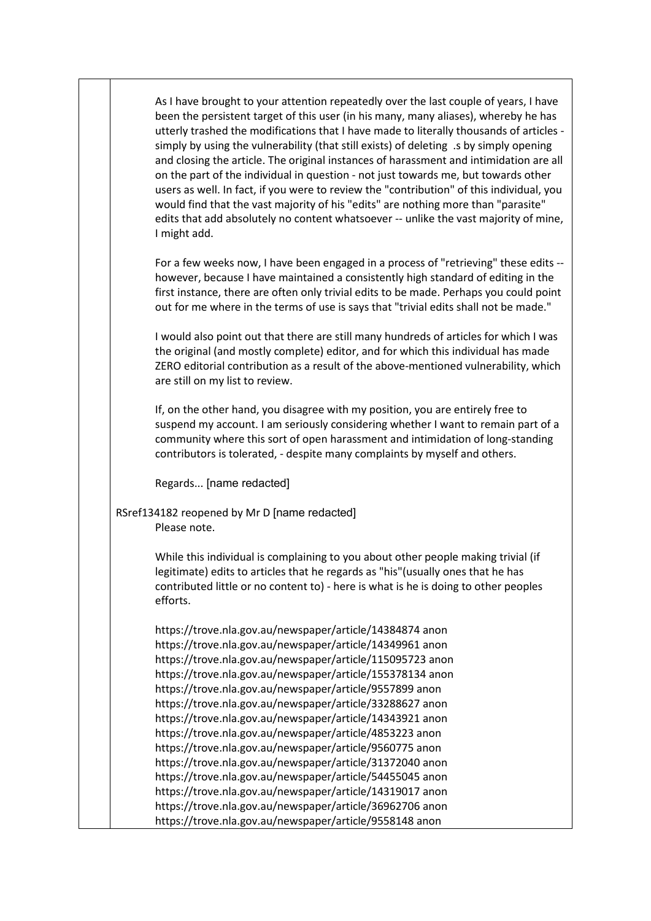As I have brought to your attention repeatedly over the last couple of years, I have been the persistent target of this user (in his many, many aliases), whereby he has utterly trashed the modifications that I have made to literally thousands of articles - simply by using the vulnerability (that still exists) of deleting .s by simply opening and closing the article. The original instances of harassment and intimidation are all on the part of the individual in question - not just towards me, but towards other users as well. In fact, if you were to review the "contribution" of this individual, you would find that the vast majority of his "edits" are nothing more than "parasite" edits that add absolutely no content whatsoever -- unlike the vast majority of mine, I might add.

For a few weeks now, I have been engaged in a process of "retrieving" these edits -- however, because I have maintained a consistently high standard of editing in the first instance, there are often only trivial edits to be made. Perhaps you could point out for me where in the terms of use is says that "trivial edits shall not be made."

I would also point out that there are still many hundreds of articles for which I was the original (and mostly complete) editor, and for which this individual has made ZERO editorial contribution as a result of the above-mentioned vulnerability, which are still on my list to review.

If, on the other hand, you disagree with my position, you are entirely free to suspend my account. I am seriously considering whether I want to remain part of a community where this sort of open harassment and intimidation of long-standing contributors is tolerated, - despite many complaints by myself and others.

Regards... [name redacted]

RSref134182 reopened by Mr D [name redacted]

Please note.

While this individual is complaining to you about other people making trivial (if legitimate) edits to articles that he regards as "his"(usually ones that he has contributed little or no content to) - here is what is he is doing to other peoples efforts.

https://trove.nla.gov.au/newspaper/article/14384874 anon
https://trove.nla.gov.au/newspaper/article/14349961 anon
https://trove.nla.gov.au/newspaper/article/115095723 anon
https://trove.nla.gov.au/newspaper/article/155378134 anon
https://trove.nla.gov.au/newspaper/article/9557899 anon
https://trove.nla.gov.au/newspaper/article/33288627 anon
https://trove.nla.gov.au/newspaper/article/14343921 anon
https://trove.nla.gov.au/newspaper/article/4853223 anon
https://trove.nla.gov.au/newspaper/article/9560775 anon
https://trove.nla.gov.au/newspaper/article/31372040 anon
https://trove.nla.gov.au/newspaper/article/54455045 anon
https://trove.nla.gov.au/newspaper/article/14319017 anon
https://trove.nla.gov.au/newspaper/article/36962706 anon
https://trove.nla.gov.au/newspaper/article/9558148 anon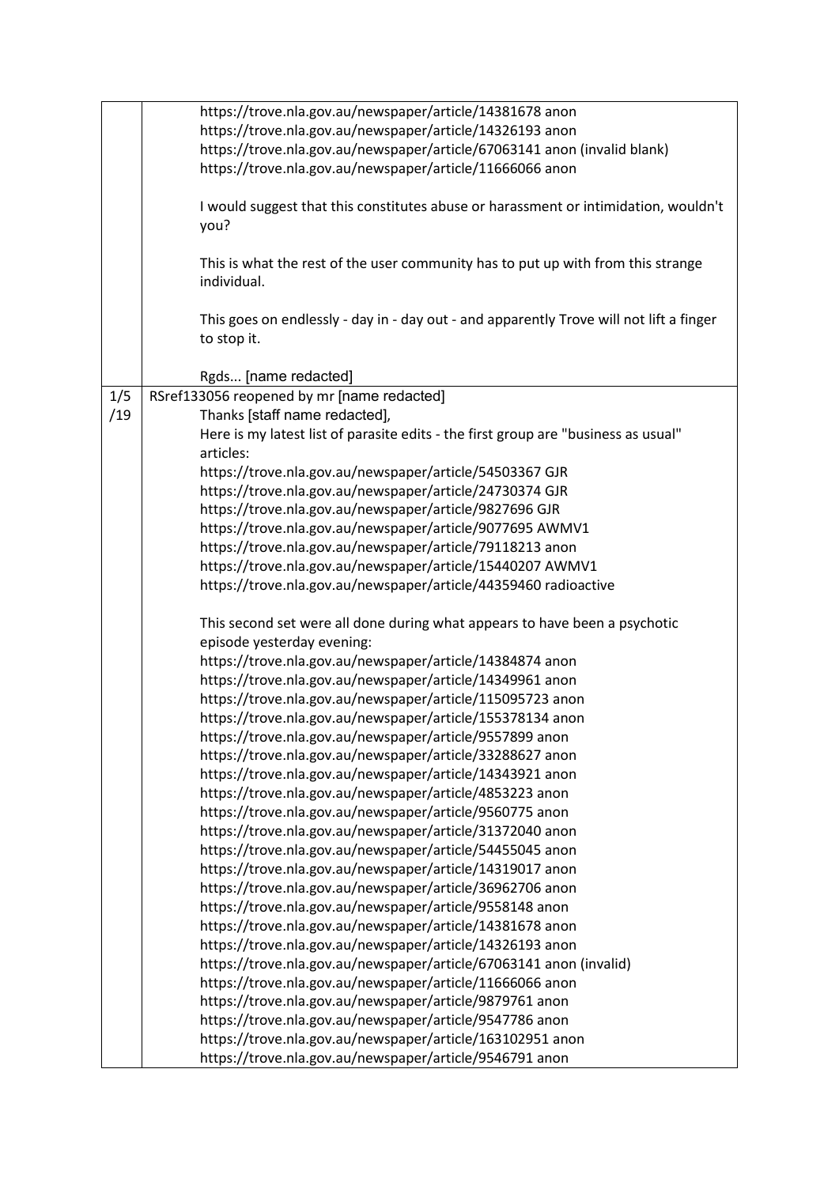| | |
|---|---|
| | https://trove.nla.gov.au/newspaper/article/14381678 anon<br>https://trove.nla.gov.au/newspaper/article/14326193 anon<br>https://trove.nla.gov.au/newspaper/article/67063141 anon (invalid blank)<br>https://trove.nla.gov.au/newspaper/article/11666066 anon<br><br>I would suggest that this constitutes abuse or harassment or intimidation, wouldn't you?<br><br>This is what the rest of the user community has to put up with from this strange individual.<br><br>This goes on endlessly - day in - day out - and apparently Trove will not lift a finger to stop it.<br><br>Rgds... [name redacted] |
| 1/5/19 | RSref133056 reopened by mr [name redacted]<br>Thanks [staff name redacted],<br>Here is my latest list of parasite edits - the first group are "business as usual" articles:<br>https://trove.nla.gov.au/newspaper/article/54503367 GJR<br>https://trove.nla.gov.au/newspaper/article/24730374 GJR<br>https://trove.nla.gov.au/newspaper/article/9827696 GJR<br>https://trove.nla.gov.au/newspaper/article/9077695 AWMV1<br>https://trove.nla.gov.au/newspaper/article/79118213 anon<br>https://trove.nla.gov.au/newspaper/article/15440207 AWMV1<br>https://trove.nla.gov.au/newspaper/article/44359460 radioactive<br><br>This second set were all done during what appears to have been a psychotic episode yesterday evening:<br>https://trove.nla.gov.au/newspaper/article/14384874 anon<br>https://trove.nla.gov.au/newspaper/article/14349961 anon<br>https://trove.nla.gov.au/newspaper/article/115095723 anon<br>https://trove.nla.gov.au/newspaper/article/155378134 anon<br>https://trove.nla.gov.au/newspaper/article/9557899 anon<br>https://trove.nla.gov.au/newspaper/article/33288627 anon<br>https://trove.nla.gov.au/newspaper/article/14343921 anon<br>https://trove.nla.gov.au/newspaper/article/4853223 anon<br>https://trove.nla.gov.au/newspaper/article/9560775 anon<br>https://trove.nla.gov.au/newspaper/article/31372040 anon<br>https://trove.nla.gov.au/newspaper/article/54455045 anon<br>https://trove.nla.gov.au/newspaper/article/14319017 anon<br>https://trove.nla.gov.au/newspaper/article/36962706 anon<br>https://trove.nla.gov.au/newspaper/article/9558148 anon<br>https://trove.nla.gov.au/newspaper/article/14381678 anon<br>https://trove.nla.gov.au/newspaper/article/14326193 anon<br>https://trove.nla.gov.au/newspaper/article/67063141 anon (invalid)<br>https://trove.nla.gov.au/newspaper/article/11666066 anon<br>https://trove.nla.gov.au/newspaper/article/9879761 anon<br>https://trove.nla.gov.au/newspaper/article/9547786 anon<br>https://trove.nla.gov.au/newspaper/article/163102951 anon<br>https://trove.nla.gov.au/newspaper/article/9546791 anon |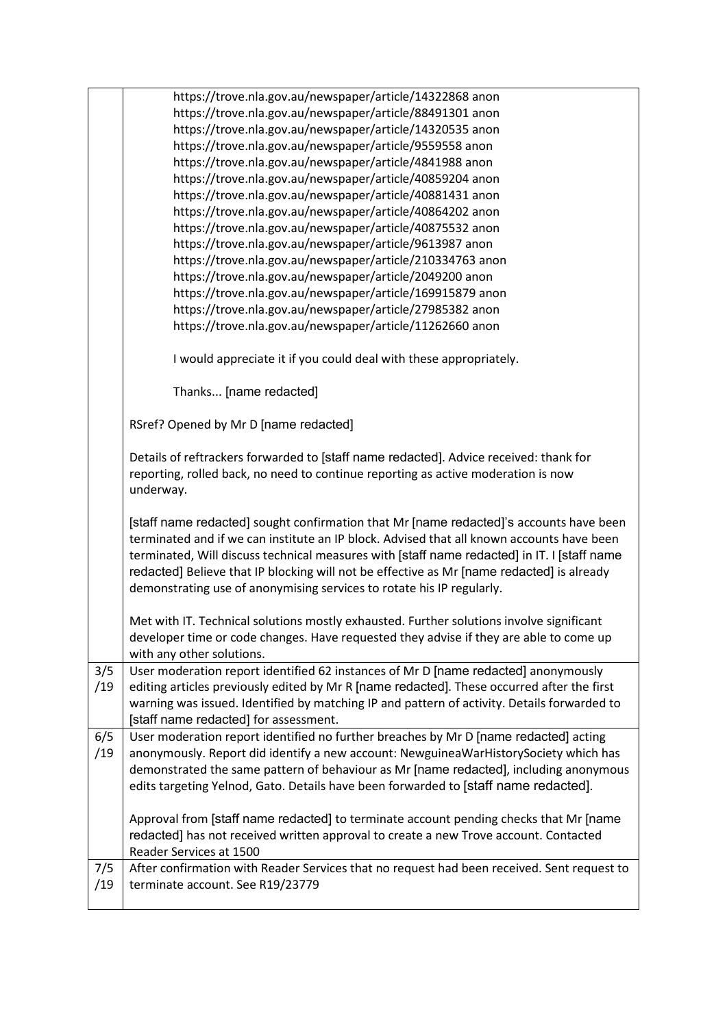| | |
|---|---|
| | https://trove.nla.gov.au/newspaper/article/14322868 anon<br>https://trove.nla.gov.au/newspaper/article/88491301 anon<br>https://trove.nla.gov.au/newspaper/article/14320535 anon<br>https://trove.nla.gov.au/newspaper/article/9559558 anon<br>https://trove.nla.gov.au/newspaper/article/4841988 anon<br>https://trove.nla.gov.au/newspaper/article/40859204 anon<br>https://trove.nla.gov.au/newspaper/article/40881431 anon<br>https://trove.nla.gov.au/newspaper/article/40864202 anon<br>https://trove.nla.gov.au/newspaper/article/40875532 anon<br>https://trove.nla.gov.au/newspaper/article/9613987 anon<br>https://trove.nla.gov.au/newspaper/article/210334763 anon<br>https://trove.nla.gov.au/newspaper/article/2049200 anon<br>https://trove.nla.gov.au/newspaper/article/169915879 anon<br>https://trove.nla.gov.au/newspaper/article/27985382 anon<br>https://trove.nla.gov.au/newspaper/article/11262660 anon<br><br>I would appreciate it if you could deal with these appropriately.<br><br>Thanks... [name redacted]<br><br>RSref? Opened by Mr D [name redacted]<br><br>Details of reftrackers forwarded to [staff name redacted]. Advice received: thank for reporting, rolled back, no need to continue reporting as active moderation is now underway.<br><br>[staff name redacted] sought confirmation that Mr [name redacted]'s accounts have been terminated and if we can institute an IP block. Advised that all known accounts have been terminated, Will discuss technical measures with [staff name redacted] in IT. I [staff name redacted] Believe that IP blocking will not be effective as Mr [name redacted] is already demonstrating use of anonymising services to rotate his IP regularly.<br><br>Met with IT. Technical solutions mostly exhausted. Further solutions involve significant developer time or code changes. Have requested they advise if they are able to come up with any other solutions. |
| 3/5/19 | User moderation report identified 62 instances of Mr D [name redacted] anonymously editing articles previously edited by Mr R [name redacted]. These occurred after the first warning was issued. Identified by matching IP and pattern of activity. Details forwarded to [staff name redacted] for assessment. |
| 6/5/19 | User moderation report identified no further breaches by Mr D [name redacted] acting anonymously. Report did identify a new account: NewguineaWarHistorySociety which has demonstrated the same pattern of behaviour as Mr [name redacted], including anonymous edits targeting Yelnod, Gato. Details have been forwarded to [staff name redacted].<br><br>Approval from [staff name redacted] to terminate account pending checks that Mr [name redacted] has not received written approval to create a new Trove account. Contacted Reader Services at 1500 |
| 7/5/19 | After confirmation with Reader Services that no request had been received. Sent request to terminate account. See R19/23779 |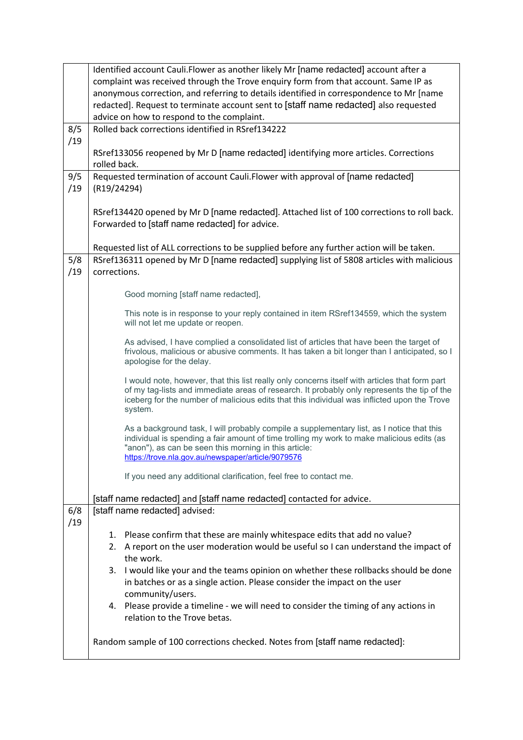| | |
|---|---|
| | Identified account Cauli.Flower as another likely Mr [name redacted] account after a complaint was received through the Trove enquiry form from that account. Same IP as anonymous correction, and referring to details identified in correspondence to Mr [name redacted]. Request to terminate account sent to [staff name redacted] also requested advice on how to respond to the complaint. |
| 8/5/19 | Rolled back corrections identified in RSref134222<br><br>RSref133056 reopened by Mr D [name redacted] identifying more articles. Corrections rolled back. |
| 9/5/19 | Requested termination of account Cauli.Flower with approval of [name redacted] (R19/24294)<br><br>RSref134420 opened by Mr D [name redacted]. Attached list of 100 corrections to roll back. Forwarded to [staff name redacted] for advice.<br><br>Requested list of ALL corrections to be supplied before any further action will be taken. |
| 5/8/19 | RSref136311 opened by Mr D [name redacted] supplying list of 5808 articles with malicious corrections.<br><br>> Good morning [staff name redacted],<br>><br>> This note is in response to your reply contained in item RSref134559, which the system will not let me update or reopen.<br>><br>> As advised, I have complied a consolidated list of articles that have been the target of frivolous, malicious or abusive comments. It has taken a bit longer than I anticipated, so I apologise for the delay.<br>><br>> I would note, however, that this list really only concerns itself with articles that form part of my tag-lists and immediate areas of research. It probably only represents the tip of the iceberg for the number of malicious edits that this individual was inflicted upon the Trove system.<br>><br>> As a background task, I will probably compile a supplementary list, as I notice that this individual is spending a fair amount of time trolling my work to make malicious edits (as "anon"), as can be seen this morning in this article: https://trove.nla.gov.au/newspaper/article/9079576<br>><br>> If you need any additional clarification, feel free to contact me.<br><br>[staff name redacted] and [staff name redacted] contacted for advice. |
| 6/8/19 | [staff name redacted] advised:<br><br>1. Please confirm that these are mainly whitespace edits that add no value?<br>2. A report on the user moderation would be useful so I can understand the impact of the work.<br>3. I would like your and the teams opinion on whether these rollbacks should be done in batches or as a single action. Please consider the impact on the user community/users.<br>4. Please provide a timeline - we will need to consider the timing of any actions in relation to the Trove betas.<br><br>Random sample of 100 corrections checked. Notes from [staff name redacted]: |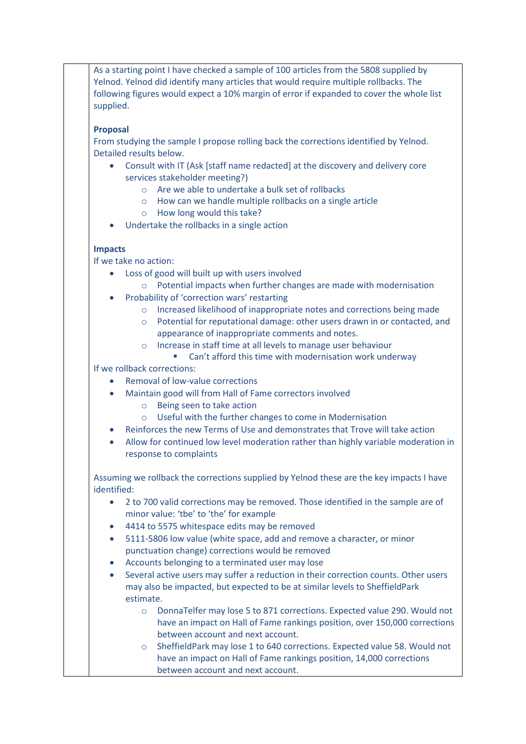As a starting point I have checked a sample of 100 articles from the 5808 supplied by Yelnod. Yelnod did identify many articles that would require multiple rollbacks. The following figures would expect a 10% margin of error if expanded to cover the whole list supplied.

**Proposal**

From studying the sample I propose rolling back the corrections identified by Yelnod. Detailed results below.

- Consult with IT (Ask [staff name redacted] at the discovery and delivery core services stakeholder meeting?)
  - Are we able to undertake a bulk set of rollbacks
  - How can we handle multiple rollbacks on a single article
  - How long would this take?
- Undertake the rollbacks in a single action

**Impacts**

If we take no action:

- Loss of good will built up with users involved
  - Potential impacts when further changes are made with modernisation
- Probability of 'correction wars' restarting
  - Increased likelihood of inappropriate notes and corrections being made
  - Potential for reputational damage: other users drawn in or contacted, and appearance of inappropriate comments and notes.
  - Increase in staff time at all levels to manage user behaviour
    - Can't afford this time with modernisation work underway

If we rollback corrections:

- Removal of low-value corrections
- Maintain good will from Hall of Fame correctors involved
  - Being seen to take action
  - Useful with the further changes to come in Modernisation
- Reinforces the new Terms of Use and demonstrates that Trove will take action
- Allow for continued low level moderation rather than highly variable moderation in response to complaints

Assuming we rollback the corrections supplied by Yelnod these are the key impacts I have identified:

- 2 to 700 valid corrections may be removed. Those identified in the sample are of minor value: 'tbe' to 'the' for example
- 4414 to 5575 whitespace edits may be removed
- 5111-5806 low value (white space, add and remove a character, or minor punctuation change) corrections would be removed
- Accounts belonging to a terminated user may lose
- Several active users may suffer a reduction in their correction counts. Other users may also be impacted, but expected to be at similar levels to SheffieldPark estimate.
  - DonnaTelfer may lose 5 to 871 corrections. Expected value 290. Would not have an impact on Hall of Fame rankings position, over 150,000 corrections between account and next account.
  - SheffieldPark may lose 1 to 640 corrections. Expected value 58. Would not have an impact on Hall of Fame rankings position, 14,000 corrections between account and next account.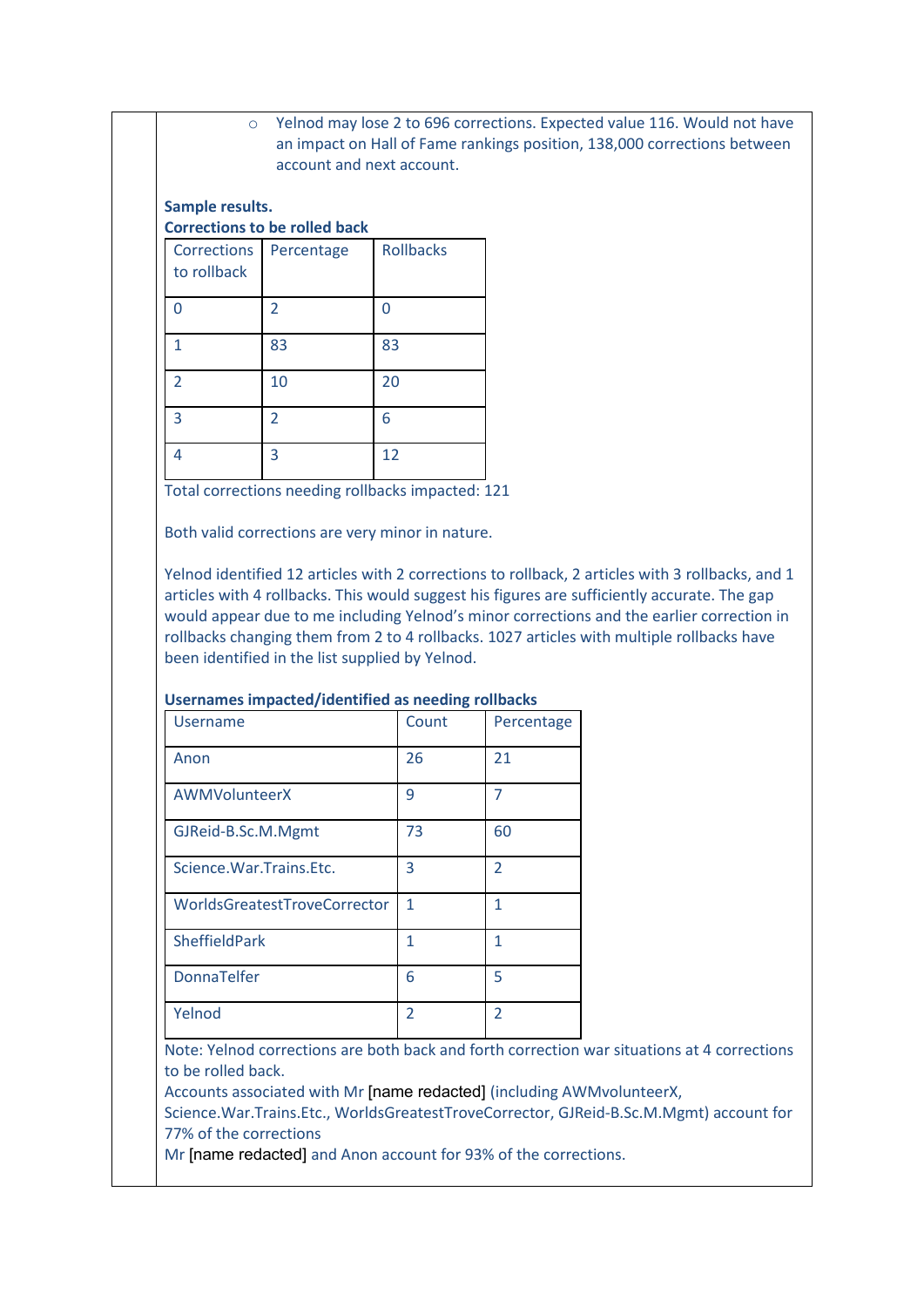- Yelnod may lose 2 to 696 corrections. Expected value 116. Would not have an impact on Hall of Fame rankings position, 138,000 corrections between account and next account.

**Sample results.**

**Corrections to be rolled back**

| Corrections to rollback | Percentage | Rollbacks |
|---|---|---|
| 0 | 2 | 0 |
| 1 | 83 | 83 |
| 2 | 10 | 20 |
| 3 | 2 | 6 |
| 4 | 3 | 12 |

Total corrections needing rollbacks impacted: 121

Both valid corrections are very minor in nature.

Yelnod identified 12 articles with 2 corrections to rollback, 2 articles with 3 rollbacks, and 1 articles with 4 rollbacks. This would suggest his figures are sufficiently accurate. The gap would appear due to me including Yelnod's minor corrections and the earlier correction in rollbacks changing them from 2 to 4 rollbacks. 1027 articles with multiple rollbacks have been identified in the list supplied by Yelnod.

**Usernames impacted/identified as needing rollbacks**

| Username | Count | Percentage |
|---|---|---|
| Anon | 26 | 21 |
| AWMVolunteerX | 9 | 7 |
| GJReid-B.Sc.M.Mgmt | 73 | 60 |
| Science.War.Trains.Etc. | 3 | 2 |
| WorldsGreatestTroveCorrector | 1 | 1 |
| SheffieldPark | 1 | 1 |
| DonnaTelfer | 6 | 5 |
| Yelnod | 2 | 2 |

Note: Yelnod corrections are both back and forth correction war situations at 4 corrections to be rolled back.

Accounts associated with Mr [name redacted] (including AWMvolunteerX, Science.War.Trains.Etc., WorldsGreatestTroveCorrector, GJReid-B.Sc.M.Mgmt) account for 77% of the corrections

Mr [name redacted] and Anon account for 93% of the corrections.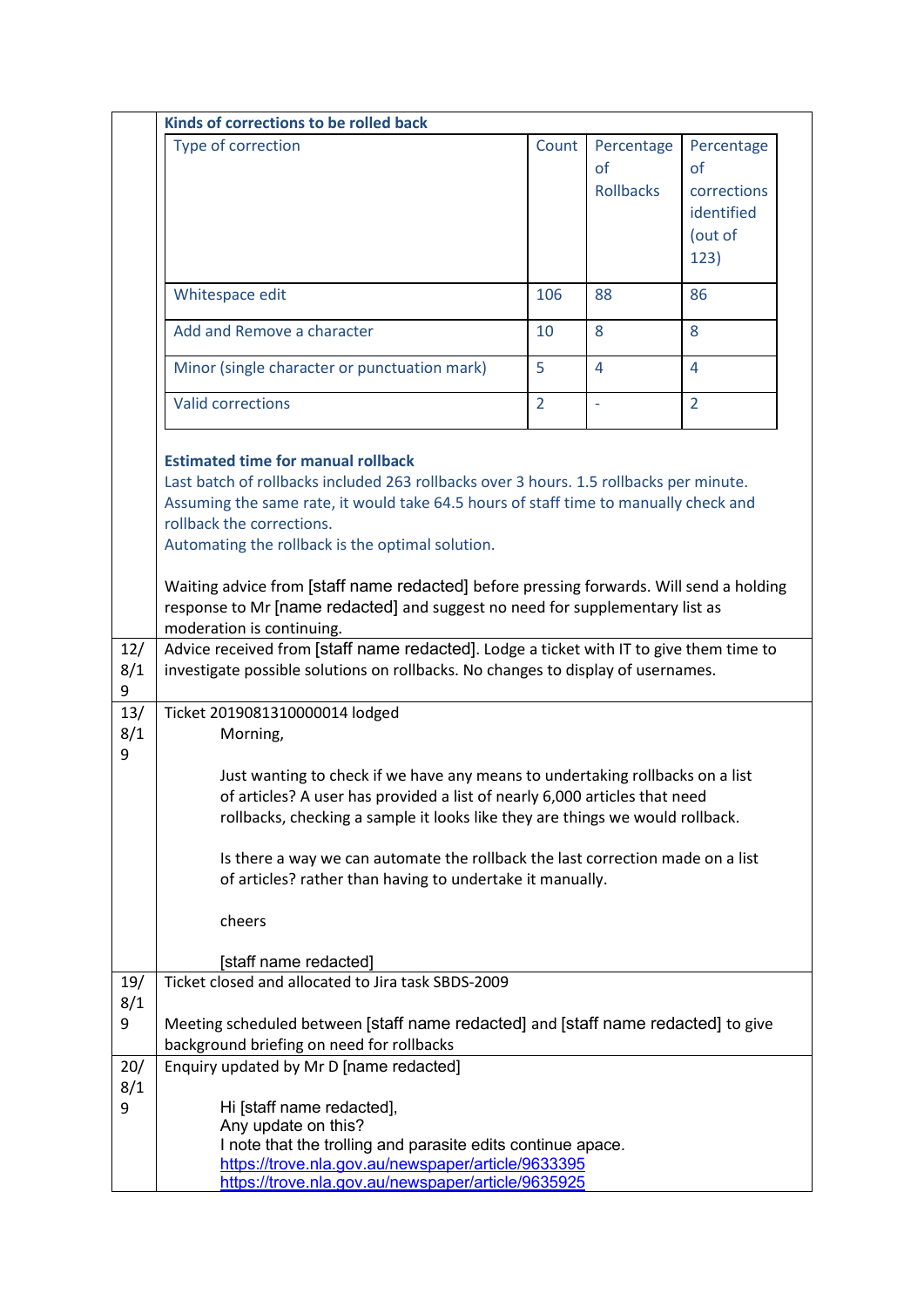| | |
|---|---|
| | **Kinds of corrections to be rolled back**<br><br>\| Type of correction \| Count \| Percentage of Rollbacks \| Percentage of corrections identified (out of 123) \|<br>\|---\|---\|---\|---\|<br>\| Whitespace edit \| 106 \| 88 \| 86 \|<br>\| Add and Remove a character \| 10 \| 8 \| 8 \|<br>\| Minor (single character or punctuation mark) \| 5 \| 4 \| 4 \|<br>\| Valid corrections \| 2 \| - \| 2 \|<br><br>**Estimated time for manual rollback**<br>Last batch of rollbacks included 263 rollbacks over 3 hours. 1.5 rollbacks per minute. Assuming the same rate, it would take 64.5 hours of staff time to manually check and rollback the corrections.<br>Automating the rollback is the optimal solution.<br><br>Waiting advice from [staff name redacted] before pressing forwards. Will send a holding response to Mr [name redacted] and suggest no need for supplementary list as moderation is continuing. |
| 12/8/19 | Advice received from [staff name redacted]. Lodge a ticket with IT to give them time to investigate possible solutions on rollbacks. No changes to display of usernames. |
| 13/8/19 | Ticket 2019081310000014 lodged<br><br>Morning,<br><br>Just wanting to check if we have any means to undertaking rollbacks on a list of articles? A user has provided a list of nearly 6,000 articles that need rollbacks, checking a sample it looks like they are things we would rollback.<br><br>Is there a way we can automate the rollback the last correction made on a list of articles? rather than having to undertake it manually.<br><br>cheers<br><br>[staff name redacted] |
| 19/8/19 | Ticket closed and allocated to Jira task SBDS-2009<br><br>Meeting scheduled between [staff name redacted] and [staff name redacted] to give background briefing on need for rollbacks |
| 20/8/19 | Enquiry updated by Mr D [name redacted]<br><br>Hi [staff name redacted],<br>Any update on this?<br>I note that the trolling and parasite edits continue apace.<br>https://trove.nla.gov.au/newspaper/article/9633395<br>https://trove.nla.gov.au/newspaper/article/9635925 |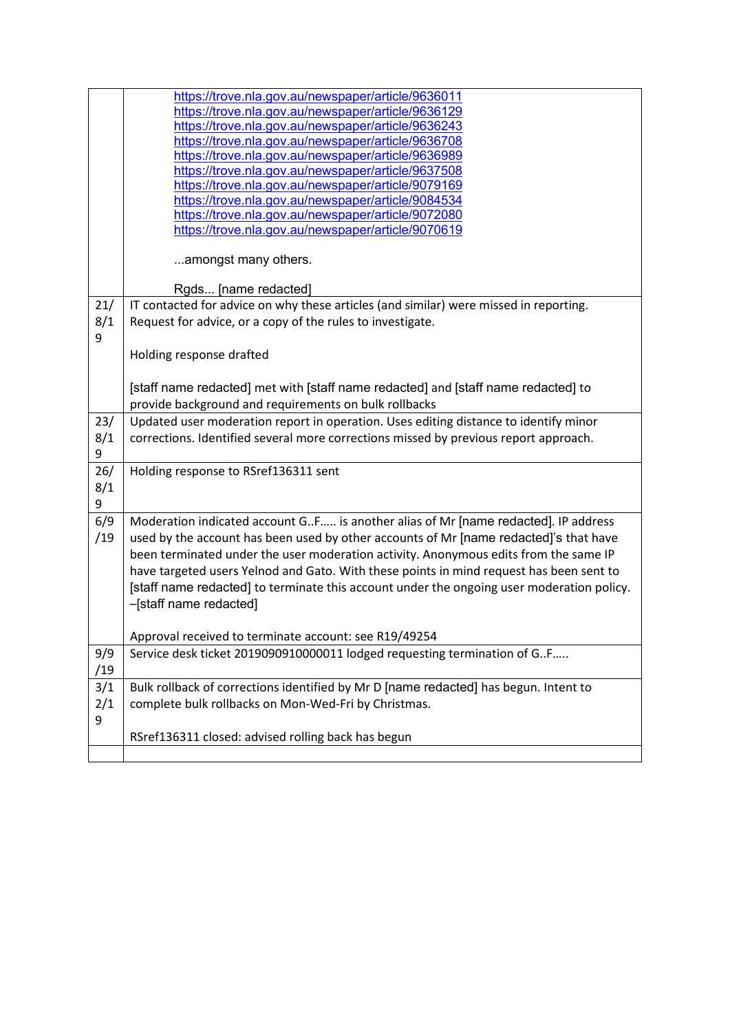| | |
|---|---|
| | https://trove.nla.gov.au/newspaper/article/9636011<br>https://trove.nla.gov.au/newspaper/article/9636129<br>https://trove.nla.gov.au/newspaper/article/9636243<br>https://trove.nla.gov.au/newspaper/article/9636708<br>https://trove.nla.gov.au/newspaper/article/9636989<br>https://trove.nla.gov.au/newspaper/article/9637508<br>https://trove.nla.gov.au/newspaper/article/9079169<br>https://trove.nla.gov.au/newspaper/article/9084534<br>https://trove.nla.gov.au/newspaper/article/9072080<br>https://trove.nla.gov.au/newspaper/article/9070619<br><br>...amongst many others.<br><br>Rgds... [name redacted] |
| 21/8/19 | IT contacted for advice on why these articles (and similar) were missed in reporting. Request for advice, or a copy of the rules to investigate.<br><br>Holding response drafted<br><br>[staff name redacted] met with [staff name redacted] and [staff name redacted] to provide background and requirements on bulk rollbacks |
| 23/8/19 | Updated user moderation report in operation. Uses editing distance to identify minor corrections. Identified several more corrections missed by previous report approach. |
| 26/8/19 | Holding response to RSref136311 sent |
| 6/9/19 | Moderation indicated account G..F….. is another alias of Mr [name redacted]. IP address used by the account has been used by other accounts of Mr [name redacted]'s that have been terminated under the user moderation activity. Anonymous edits from the same IP have targeted users Yelnod and Gato. With these points in mind request has been sent to [staff name redacted] to terminate this account under the ongoing user moderation policy. –[staff name redacted]<br><br>Approval received to terminate account: see R19/49254 |
| 9/9/19 | Service desk ticket 2019090910000011 lodged requesting termination of G..F….. |
| 3/12/19 | Bulk rollback of corrections identified by Mr D [name redacted] has begun. Intent to complete bulk rollbacks on Mon-Wed-Fri by Christmas.<br><br>RSref136311 closed: advised rolling back has begun |
| | |